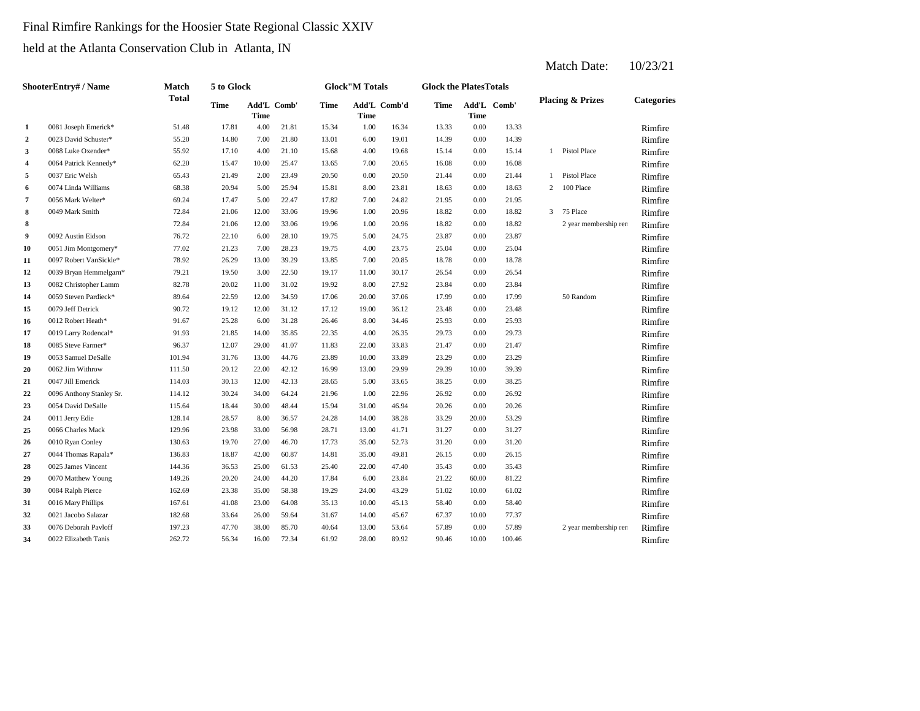Final Rimfire Rankings for the Hoosier State Regional Classic XXIV

held at the Atlanta Conservation Club in Atlanta, IN

Match Date: 10/23/21

| Shooter | Entry# / Name | Match Total | 5 to Glock | | | Glock"M Totals | | | Glock the Plates Totals | | | Placing & Prizes | | Categories |
|---|---|---|---|---|---|---|---|---|---|---|---|---|---|---|
| | | | Time | Add'L Time | Comb' | Time | Add'L Time | Comb'd | Time | Add'L Time | Comb' | | | |
| 1 | 0081 Joseph Emerick* | 51.48 | 17.81 | 4.00 | 21.81 | 15.34 | 1.00 | 16.34 | 13.33 | 0.00 | 13.33 | | | Rimfire |
| 2 | 0023 David Schuster* | 55.20 | 14.80 | 7.00 | 21.80 | 13.01 | 6.00 | 19.01 | 14.39 | 0.00 | 14.39 | | | Rimfire |
| 3 | 0088 Luke Oxender* | 55.92 | 17.10 | 4.00 | 21.10 | 15.68 | 4.00 | 19.68 | 15.14 | 0.00 | 15.14 | 1 | Pistol Place | Rimfire |
| 4 | 0064 Patrick Kennedy* | 62.20 | 15.47 | 10.00 | 25.47 | 13.65 | 7.00 | 20.65 | 16.08 | 0.00 | 16.08 | | | Rimfire |
| 5 | 0037 Eric Welsh | 65.43 | 21.49 | 2.00 | 23.49 | 20.50 | 0.00 | 20.50 | 21.44 | 0.00 | 21.44 | 1 | Pistol Place | Rimfire |
| 6 | 0074 Linda Williams | 68.38 | 20.94 | 5.00 | 25.94 | 15.81 | 8.00 | 23.81 | 18.63 | 0.00 | 18.63 | 2 | 100 Place | Rimfire |
| 7 | 0056 Mark Welter* | 69.24 | 17.47 | 5.00 | 22.47 | 17.82 | 7.00 | 24.82 | 21.95 | 0.00 | 21.95 | | | Rimfire |
| 8 | 0049 Mark Smith | 72.84 | 21.06 | 12.00 | 33.06 | 19.96 | 1.00 | 20.96 | 18.82 | 0.00 | 18.82 | 3 | 75 Place | Rimfire |
| 8 | | 72.84 | 21.06 | 12.00 | 33.06 | 19.96 | 1.00 | 20.96 | 18.82 | 0.00 | 18.82 | | 2 year membership ren | Rimfire |
| 9 | 0092 Austin Eidson | 76.72 | 22.10 | 6.00 | 28.10 | 19.75 | 5.00 | 24.75 | 23.87 | 0.00 | 23.87 | | | Rimfire |
| 10 | 0051 Jim Montgomery* | 77.02 | 21.23 | 7.00 | 28.23 | 19.75 | 4.00 | 23.75 | 25.04 | 0.00 | 25.04 | | | Rimfire |
| 11 | 0097 Robert VanSickle* | 78.92 | 26.29 | 13.00 | 39.29 | 13.85 | 7.00 | 20.85 | 18.78 | 0.00 | 18.78 | | | Rimfire |
| 12 | 0039 Bryan Hemmelgarn* | 79.21 | 19.50 | 3.00 | 22.50 | 19.17 | 11.00 | 30.17 | 26.54 | 0.00 | 26.54 | | | Rimfire |
| 13 | 0082 Christopher Lamm | 82.78 | 20.02 | 11.00 | 31.02 | 19.92 | 8.00 | 27.92 | 23.84 | 0.00 | 23.84 | | | Rimfire |
| 14 | 0059 Steven Pardieck* | 89.64 | 22.59 | 12.00 | 34.59 | 17.06 | 20.00 | 37.06 | 17.99 | 0.00 | 17.99 | | 50 Random | Rimfire |
| 15 | 0079 Jeff Detrick | 90.72 | 19.12 | 12.00 | 31.12 | 17.12 | 19.00 | 36.12 | 23.48 | 0.00 | 23.48 | | | Rimfire |
| 16 | 0012 Robert Heath* | 91.67 | 25.28 | 6.00 | 31.28 | 26.46 | 8.00 | 34.46 | 25.93 | 0.00 | 25.93 | | | Rimfire |
| 17 | 0019 Larry Rodencal* | 91.93 | 21.85 | 14.00 | 35.85 | 22.35 | 4.00 | 26.35 | 29.73 | 0.00 | 29.73 | | | Rimfire |
| 18 | 0085 Steve Farmer* | 96.37 | 12.07 | 29.00 | 41.07 | 11.83 | 22.00 | 33.83 | 21.47 | 0.00 | 21.47 | | | Rimfire |
| 19 | 0053 Samuel DeSalle | 101.94 | 31.76 | 13.00 | 44.76 | 23.89 | 10.00 | 33.89 | 23.29 | 0.00 | 23.29 | | | Rimfire |
| 20 | 0062 Jim Withrow | 111.50 | 20.12 | 22.00 | 42.12 | 16.99 | 13.00 | 29.99 | 29.39 | 10.00 | 39.39 | | | Rimfire |
| 21 | 0047 Jill Emerick | 114.03 | 30.13 | 12.00 | 42.13 | 28.65 | 5.00 | 33.65 | 38.25 | 0.00 | 38.25 | | | Rimfire |
| 22 | 0096 Anthony Stanley Sr. | 114.12 | 30.24 | 34.00 | 64.24 | 21.96 | 1.00 | 22.96 | 26.92 | 0.00 | 26.92 | | | Rimfire |
| 23 | 0054 David DeSalle | 115.64 | 18.44 | 30.00 | 48.44 | 15.94 | 31.00 | 46.94 | 20.26 | 0.00 | 20.26 | | | Rimfire |
| 24 | 0011 Jerry Edie | 128.14 | 28.57 | 8.00 | 36.57 | 24.28 | 14.00 | 38.28 | 33.29 | 20.00 | 53.29 | | | Rimfire |
| 25 | 0066 Charles Mack | 129.96 | 23.98 | 33.00 | 56.98 | 28.71 | 13.00 | 41.71 | 31.27 | 0.00 | 31.27 | | | Rimfire |
| 26 | 0010 Ryan Conley | 130.63 | 19.70 | 27.00 | 46.70 | 17.73 | 35.00 | 52.73 | 31.20 | 0.00 | 31.20 | | | Rimfire |
| 27 | 0044 Thomas Rapala* | 136.83 | 18.87 | 42.00 | 60.87 | 14.81 | 35.00 | 49.81 | 26.15 | 0.00 | 26.15 | | | Rimfire |
| 28 | 0025 James Vincent | 144.36 | 36.53 | 25.00 | 61.53 | 25.40 | 22.00 | 47.40 | 35.43 | 0.00 | 35.43 | | | Rimfire |
| 29 | 0070 Matthew Young | 149.26 | 20.20 | 24.00 | 44.20 | 17.84 | 6.00 | 23.84 | 21.22 | 60.00 | 81.22 | | | Rimfire |
| 30 | 0084 Ralph Pierce | 162.69 | 23.38 | 35.00 | 58.38 | 19.29 | 24.00 | 43.29 | 51.02 | 10.00 | 61.02 | | | Rimfire |
| 31 | 0016 Mary Phillips | 167.61 | 41.08 | 23.00 | 64.08 | 35.13 | 10.00 | 45.13 | 58.40 | 0.00 | 58.40 | | | Rimfire |
| 32 | 0021 Jacobo Salazar | 182.68 | 33.64 | 26.00 | 59.64 | 31.67 | 14.00 | 45.67 | 67.37 | 10.00 | 77.37 | | | Rimfire |
| 33 | 0076 Deborah Pavloff | 197.23 | 47.70 | 38.00 | 85.70 | 40.64 | 13.00 | 53.64 | 57.89 | 0.00 | 57.89 | | 2 year membership ren | Rimfire |
| 34 | 0022 Elizabeth Tanis | 262.72 | 56.34 | 16.00 | 72.34 | 61.92 | 28.00 | 89.92 | 90.46 | 10.00 | 100.46 | | | Rimfire |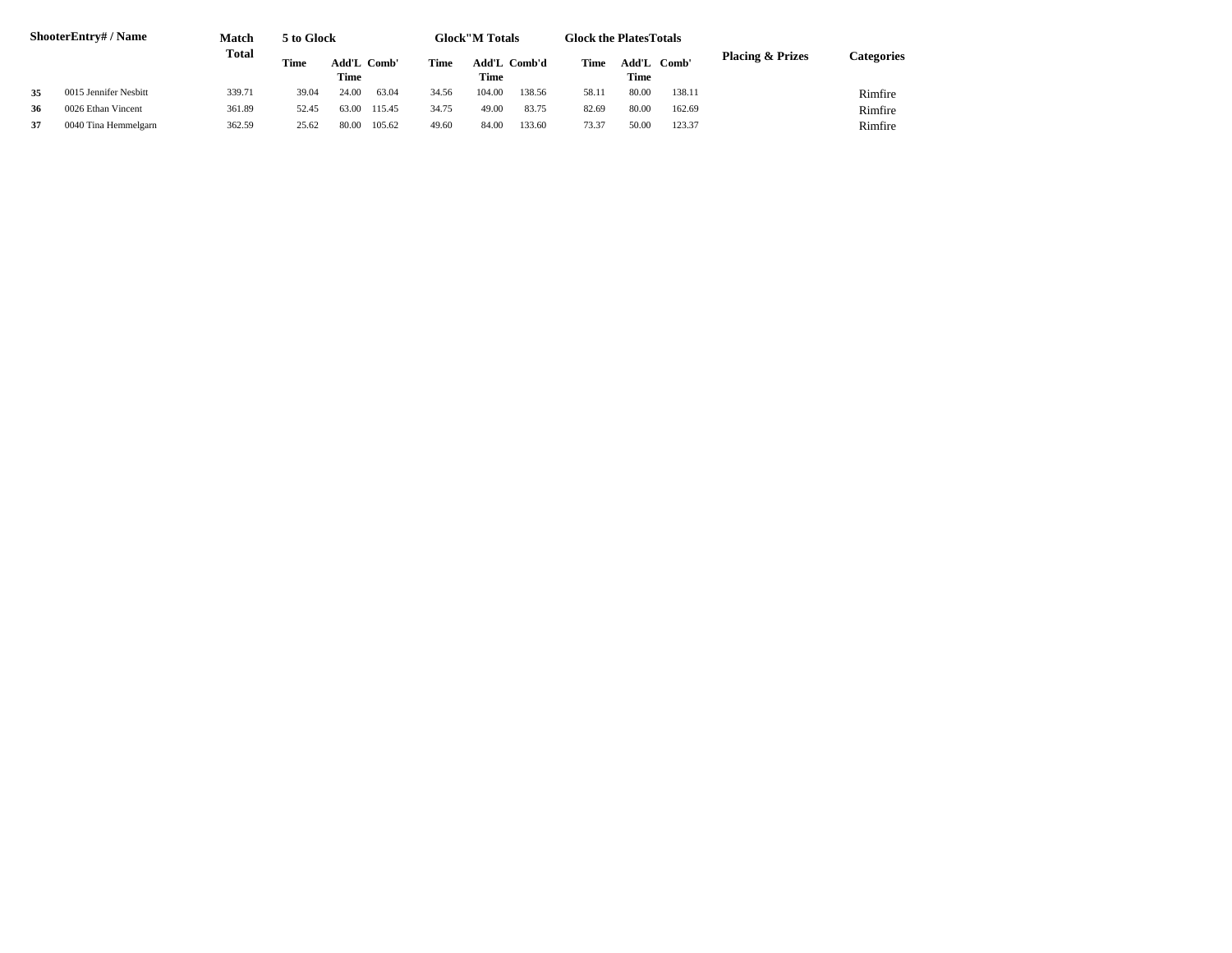| Shooter | Entry# / Name | Match Total | 5 to Glock | | | Glock"M Totals | | | Glock the Plates Totals | | | Placing & Prizes | Categories |
|---|---|---|---|---|---|---|---|---|---|---|---|---|---|
| | | | Time | Add'L Time | Comb' | Time | Add'L Time | Comb'd | Time | Add'L Time | Comb' | | |
| 35 | 0015 Jennifer Nesbitt | 339.71 | 39.04 | 24.00 | 63.04 | 34.56 | 104.00 | 138.56 | 58.11 | 80.00 | 138.11 | | Rimfire |
| 36 | 0026 Ethan Vincent | 361.89 | 52.45 | 63.00 | 115.45 | 34.75 | 49.00 | 83.75 | 82.69 | 80.00 | 162.69 | | Rimfire |
| 37 | 0040 Tina Hemmelgarn | 362.59 | 25.62 | 80.00 | 105.62 | 49.60 | 84.00 | 133.60 | 73.37 | 50.00 | 123.37 | | Rimfire |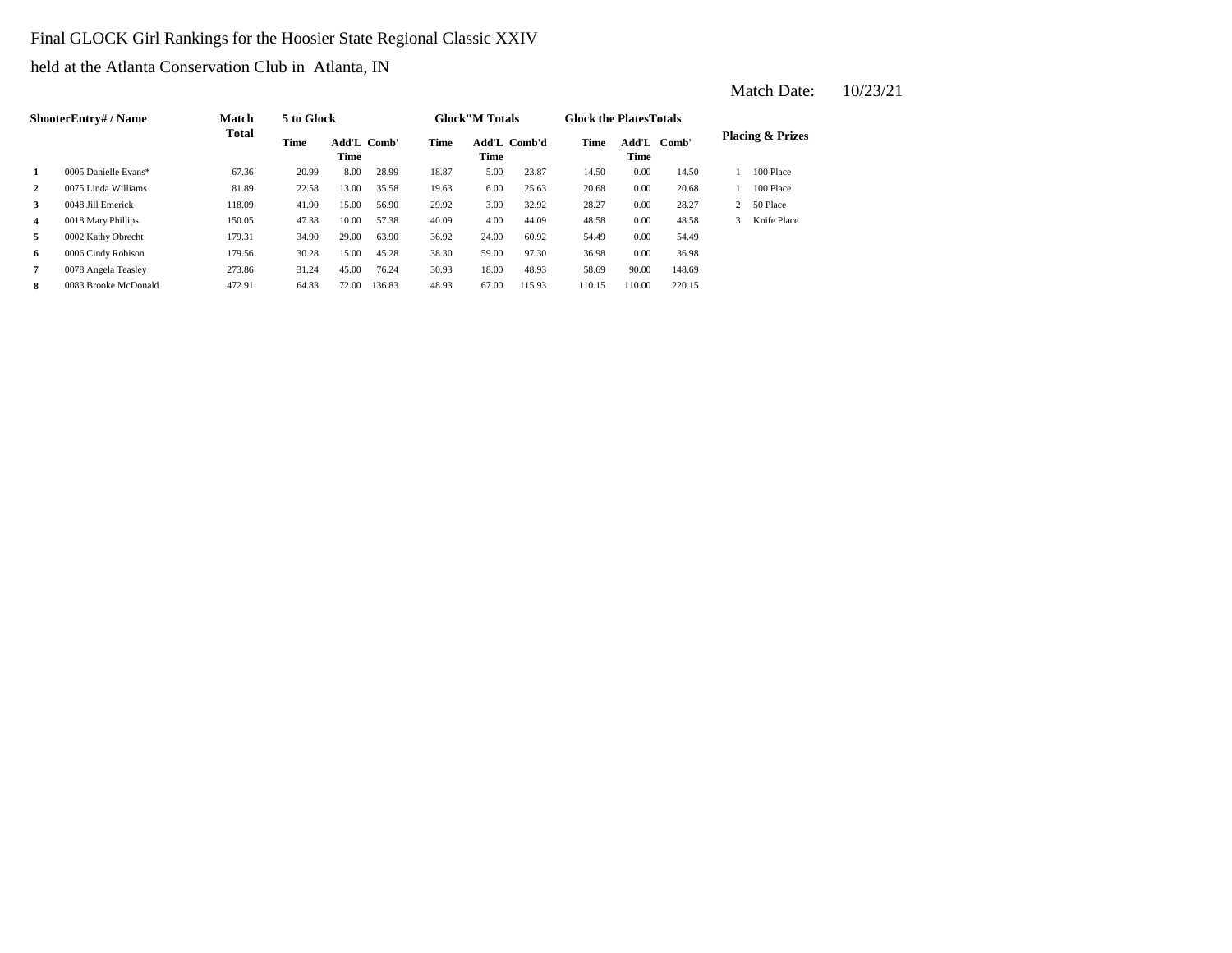Final GLOCK Girl Rankings for the Hoosier State Regional Classic XXIV

held at the Atlanta Conservation Club in Atlanta, IN

Match Date: 10/23/21

| Shooter | Entry# / Name | Match Total | 5 to Glock | | | Glock"M Totals | | | Glock the Plates Totals | | | Placing & Prizes | |
|---|---|---|---|---|---|---|---|---|---|---|---|---|---|
| | | | Time | Add'L Time | Comb' | Time | Add'L Time | Comb'd | Time | Add'L Time | Comb' | | |
| 1 | 0005 Danielle Evans* | 67.36 | 20.99 | 8.00 | 28.99 | 18.87 | 5.00 | 23.87 | 14.50 | 0.00 | 14.50 | 1 | 100 Place |
| 2 | 0075 Linda Williams | 81.89 | 22.58 | 13.00 | 35.58 | 19.63 | 6.00 | 25.63 | 20.68 | 0.00 | 20.68 | 1 | 100 Place |
| 3 | 0048 Jill Emerick | 118.09 | 41.90 | 15.00 | 56.90 | 29.92 | 3.00 | 32.92 | 28.27 | 0.00 | 28.27 | 2 | 50 Place |
| 4 | 0018 Mary Phillips | 150.05 | 47.38 | 10.00 | 57.38 | 40.09 | 4.00 | 44.09 | 48.58 | 0.00 | 48.58 | 3 | Knife Place |
| 5 | 0002 Kathy Obrecht | 179.31 | 34.90 | 29.00 | 63.90 | 36.92 | 24.00 | 60.92 | 54.49 | 0.00 | 54.49 | | |
| 6 | 0006 Cindy Robison | 179.56 | 30.28 | 15.00 | 45.28 | 38.30 | 59.00 | 97.30 | 36.98 | 0.00 | 36.98 | | |
| 7 | 0078 Angela Teasley | 273.86 | 31.24 | 45.00 | 76.24 | 30.93 | 18.00 | 48.93 | 58.69 | 90.00 | 148.69 | | |
| 8 | 0083 Brooke McDonald | 472.91 | 64.83 | 72.00 | 136.83 | 48.93 | 67.00 | 115.93 | 110.15 | 110.00 | 220.15 | | |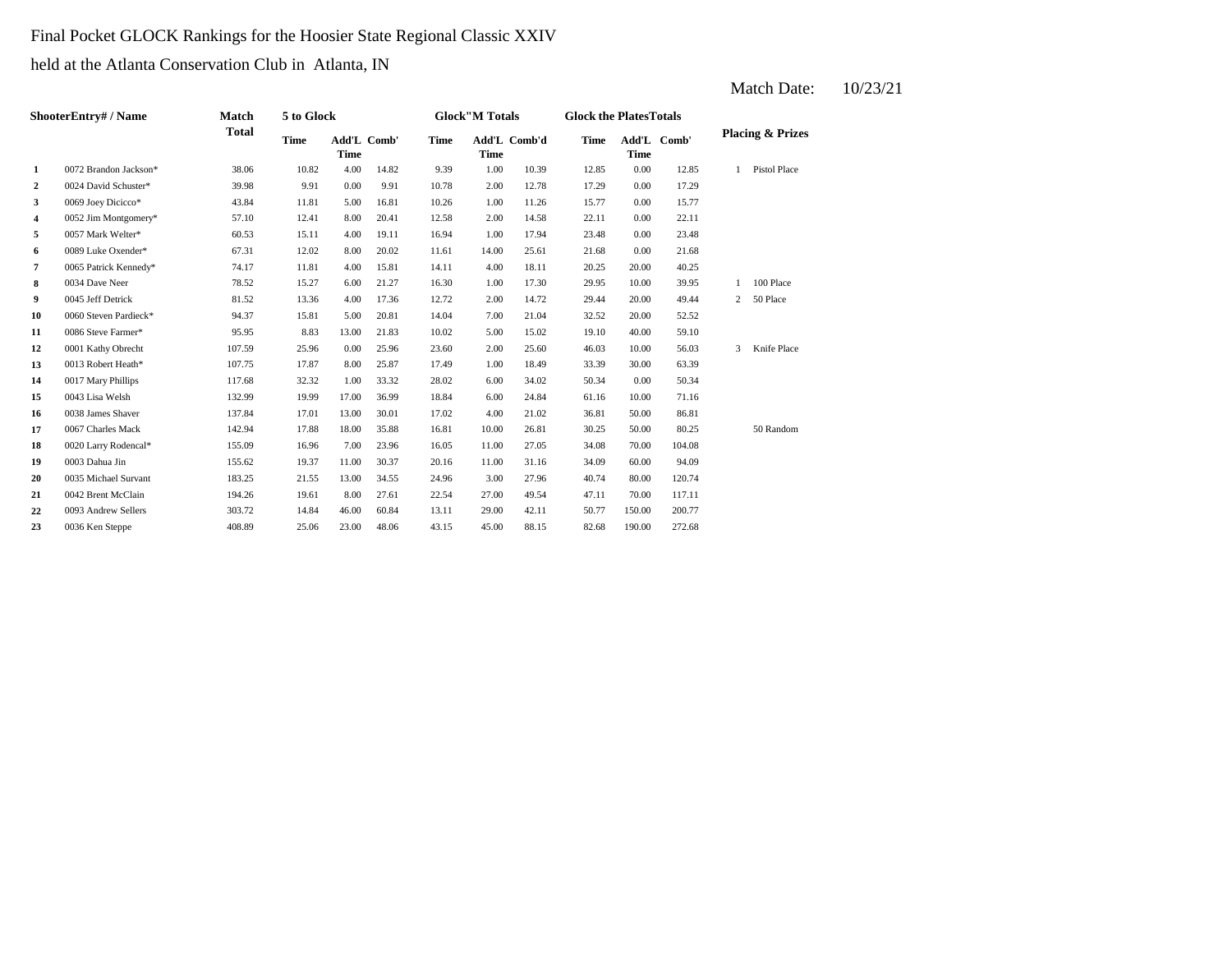Final Pocket GLOCK Rankings for the Hoosier State Regional Classic XXIV

held at the Atlanta Conservation Club in Atlanta, IN

Match Date: 10/23/21

| ShooterEntry# / Name | | Match Total | 5 to Glock | | | Glock"M Totals | | | Glock the PlatesTotals | | | Placing & Prizes | |
|---|---|---|---|---|---|---|---|---|---|---|---|---|---|
| | | | Time | Add'L Time | Comb' | Time | Add'L Time | Comb'd | Time | Add'L Time | Comb' | | |
| 1 | 0072 Brandon Jackson* | 38.06 | 10.82 | 4.00 | 14.82 | 9.39 | 1.00 | 10.39 | 12.85 | 0.00 | 12.85 | 1 | Pistol Place |
| 2 | 0024 David Schuster* | 39.98 | 9.91 | 0.00 | 9.91 | 10.78 | 2.00 | 12.78 | 17.29 | 0.00 | 17.29 | | |
| 3 | 0069 Joey Dicicco* | 43.84 | 11.81 | 5.00 | 16.81 | 10.26 | 1.00 | 11.26 | 15.77 | 0.00 | 15.77 | | |
| 4 | 0052 Jim Montgomery* | 57.10 | 12.41 | 8.00 | 20.41 | 12.58 | 2.00 | 14.58 | 22.11 | 0.00 | 22.11 | | |
| 5 | 0057 Mark Welter* | 60.53 | 15.11 | 4.00 | 19.11 | 16.94 | 1.00 | 17.94 | 23.48 | 0.00 | 23.48 | | |
| 6 | 0089 Luke Oxender* | 67.31 | 12.02 | 8.00 | 20.02 | 11.61 | 14.00 | 25.61 | 21.68 | 0.00 | 21.68 | | |
| 7 | 0065 Patrick Kennedy* | 74.17 | 11.81 | 4.00 | 15.81 | 14.11 | 4.00 | 18.11 | 20.25 | 20.00 | 40.25 | | |
| 8 | 0034 Dave Neer | 78.52 | 15.27 | 6.00 | 21.27 | 16.30 | 1.00 | 17.30 | 29.95 | 10.00 | 39.95 | 1 | 100 Place |
| 9 | 0045 Jeff Detrick | 81.52 | 13.36 | 4.00 | 17.36 | 12.72 | 2.00 | 14.72 | 29.44 | 20.00 | 49.44 | 2 | 50 Place |
| 10 | 0060 Steven Pardieck* | 94.37 | 15.81 | 5.00 | 20.81 | 14.04 | 7.00 | 21.04 | 32.52 | 20.00 | 52.52 | | |
| 11 | 0086 Steve Farmer* | 95.95 | 8.83 | 13.00 | 21.83 | 10.02 | 5.00 | 15.02 | 19.10 | 40.00 | 59.10 | | |
| 12 | 0001 Kathy Obrecht | 107.59 | 25.96 | 0.00 | 25.96 | 23.60 | 2.00 | 25.60 | 46.03 | 10.00 | 56.03 | 3 | Knife Place |
| 13 | 0013 Robert Heath* | 107.75 | 17.87 | 8.00 | 25.87 | 17.49 | 1.00 | 18.49 | 33.39 | 30.00 | 63.39 | | |
| 14 | 0017 Mary Phillips | 117.68 | 32.32 | 1.00 | 33.32 | 28.02 | 6.00 | 34.02 | 50.34 | 0.00 | 50.34 | | |
| 15 | 0043 Lisa Welsh | 132.99 | 19.99 | 17.00 | 36.99 | 18.84 | 6.00 | 24.84 | 61.16 | 10.00 | 71.16 | | |
| 16 | 0038 James Shaver | 137.84 | 17.01 | 13.00 | 30.01 | 17.02 | 4.00 | 21.02 | 36.81 | 50.00 | 86.81 | | |
| 17 | 0067 Charles Mack | 142.94 | 17.88 | 18.00 | 35.88 | 16.81 | 10.00 | 26.81 | 30.25 | 50.00 | 80.25 | | 50 Random |
| 18 | 0020 Larry Rodencal* | 155.09 | 16.96 | 7.00 | 23.96 | 16.05 | 11.00 | 27.05 | 34.08 | 70.00 | 104.08 | | |
| 19 | 0003 Dahua Jin | 155.62 | 19.37 | 11.00 | 30.37 | 20.16 | 11.00 | 31.16 | 34.09 | 60.00 | 94.09 | | |
| 20 | 0035 Michael Survant | 183.25 | 21.55 | 13.00 | 34.55 | 24.96 | 3.00 | 27.96 | 40.74 | 80.00 | 120.74 | | |
| 21 | 0042 Brent McClain | 194.26 | 19.61 | 8.00 | 27.61 | 22.54 | 27.00 | 49.54 | 47.11 | 70.00 | 117.11 | | |
| 22 | 0093 Andrew Sellers | 303.72 | 14.84 | 46.00 | 60.84 | 13.11 | 29.00 | 42.11 | 50.77 | 150.00 | 200.77 | | |
| 23 | 0036 Ken Steppe | 408.89 | 25.06 | 23.00 | 48.06 | 43.15 | 45.00 | 88.15 | 82.68 | 190.00 | 272.68 | | |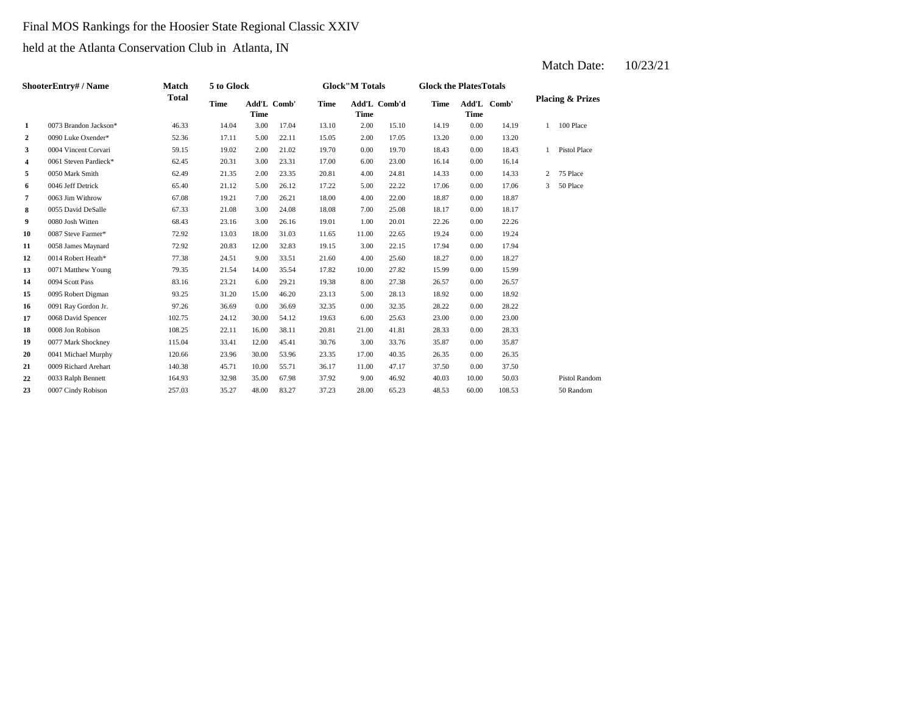Final MOS Rankings for the Hoosier State Regional Classic XXIV

held at the Atlanta Conservation Club in Atlanta, IN

Match Date: 10/23/21

| Shooter | Entry# / Name | Match Total | 5 to Glock | | | Glock"M Totals | | | Glock the Plates Totals | | | Placing & Prizes | |
|---|---|---|---|---|---|---|---|---|---|---|---|---|---|
| | | | Time | Add'L Time | Comb' | Time | Add'L Time | Comb'd | Time | Add'L Time | Comb' | | |
| 1 | 0073 Brandon Jackson* | 46.33 | 14.04 | 3.00 | 17.04 | 13.10 | 2.00 | 15.10 | 14.19 | 0.00 | 14.19 | 1 | 100 Place |
| 2 | 0090 Luke Oxender* | 52.36 | 17.11 | 5.00 | 22.11 | 15.05 | 2.00 | 17.05 | 13.20 | 0.00 | 13.20 | | |
| 3 | 0004 Vincent Corvari | 59.15 | 19.02 | 2.00 | 21.02 | 19.70 | 0.00 | 19.70 | 18.43 | 0.00 | 18.43 | 1 | Pistol Place |
| 4 | 0061 Steven Pardieck* | 62.45 | 20.31 | 3.00 | 23.31 | 17.00 | 6.00 | 23.00 | 16.14 | 0.00 | 16.14 | | |
| 5 | 0050 Mark Smith | 62.49 | 21.35 | 2.00 | 23.35 | 20.81 | 4.00 | 24.81 | 14.33 | 0.00 | 14.33 | 2 | 75 Place |
| 6 | 0046 Jeff Detrick | 65.40 | 21.12 | 5.00 | 26.12 | 17.22 | 5.00 | 22.22 | 17.06 | 0.00 | 17.06 | 3 | 50 Place |
| 7 | 0063 Jim Withrow | 67.08 | 19.21 | 7.00 | 26.21 | 18.00 | 4.00 | 22.00 | 18.87 | 0.00 | 18.87 | | |
| 8 | 0055 David DeSalle | 67.33 | 21.08 | 3.00 | 24.08 | 18.08 | 7.00 | 25.08 | 18.17 | 0.00 | 18.17 | | |
| 9 | 0080 Josh Witten | 68.43 | 23.16 | 3.00 | 26.16 | 19.01 | 1.00 | 20.01 | 22.26 | 0.00 | 22.26 | | |
| 10 | 0087 Steve Farmer* | 72.92 | 13.03 | 18.00 | 31.03 | 11.65 | 11.00 | 22.65 | 19.24 | 0.00 | 19.24 | | |
| 11 | 0058 James Maynard | 72.92 | 20.83 | 12.00 | 32.83 | 19.15 | 3.00 | 22.15 | 17.94 | 0.00 | 17.94 | | |
| 12 | 0014 Robert Heath* | 77.38 | 24.51 | 9.00 | 33.51 | 21.60 | 4.00 | 25.60 | 18.27 | 0.00 | 18.27 | | |
| 13 | 0071 Matthew Young | 79.35 | 21.54 | 14.00 | 35.54 | 17.82 | 10.00 | 27.82 | 15.99 | 0.00 | 15.99 | | |
| 14 | 0094 Scott Pass | 83.16 | 23.21 | 6.00 | 29.21 | 19.38 | 8.00 | 27.38 | 26.57 | 0.00 | 26.57 | | |
| 15 | 0095 Robert Digman | 93.25 | 31.20 | 15.00 | 46.20 | 23.13 | 5.00 | 28.13 | 18.92 | 0.00 | 18.92 | | |
| 16 | 0091 Ray Gordon Jr. | 97.26 | 36.69 | 0.00 | 36.69 | 32.35 | 0.00 | 32.35 | 28.22 | 0.00 | 28.22 | | |
| 17 | 0068 David Spencer | 102.75 | 24.12 | 30.00 | 54.12 | 19.63 | 6.00 | 25.63 | 23.00 | 0.00 | 23.00 | | |
| 18 | 0008 Jon Robison | 108.25 | 22.11 | 16.00 | 38.11 | 20.81 | 21.00 | 41.81 | 28.33 | 0.00 | 28.33 | | |
| 19 | 0077 Mark Shockney | 115.04 | 33.41 | 12.00 | 45.41 | 30.76 | 3.00 | 33.76 | 35.87 | 0.00 | 35.87 | | |
| 20 | 0041 Michael Murphy | 120.66 | 23.96 | 30.00 | 53.96 | 23.35 | 17.00 | 40.35 | 26.35 | 0.00 | 26.35 | | |
| 21 | 0009 Richard Arehart | 140.38 | 45.71 | 10.00 | 55.71 | 36.17 | 11.00 | 47.17 | 37.50 | 0.00 | 37.50 | | |
| 22 | 0033 Ralph Bennett | 164.93 | 32.98 | 35.00 | 67.98 | 37.92 | 9.00 | 46.92 | 40.03 | 10.00 | 50.03 | | Pistol Random |
| 23 | 0007 Cindy Robison | 257.03 | 35.27 | 48.00 | 83.27 | 37.23 | 28.00 | 65.23 | 48.53 | 60.00 | 108.53 | | 50 Random |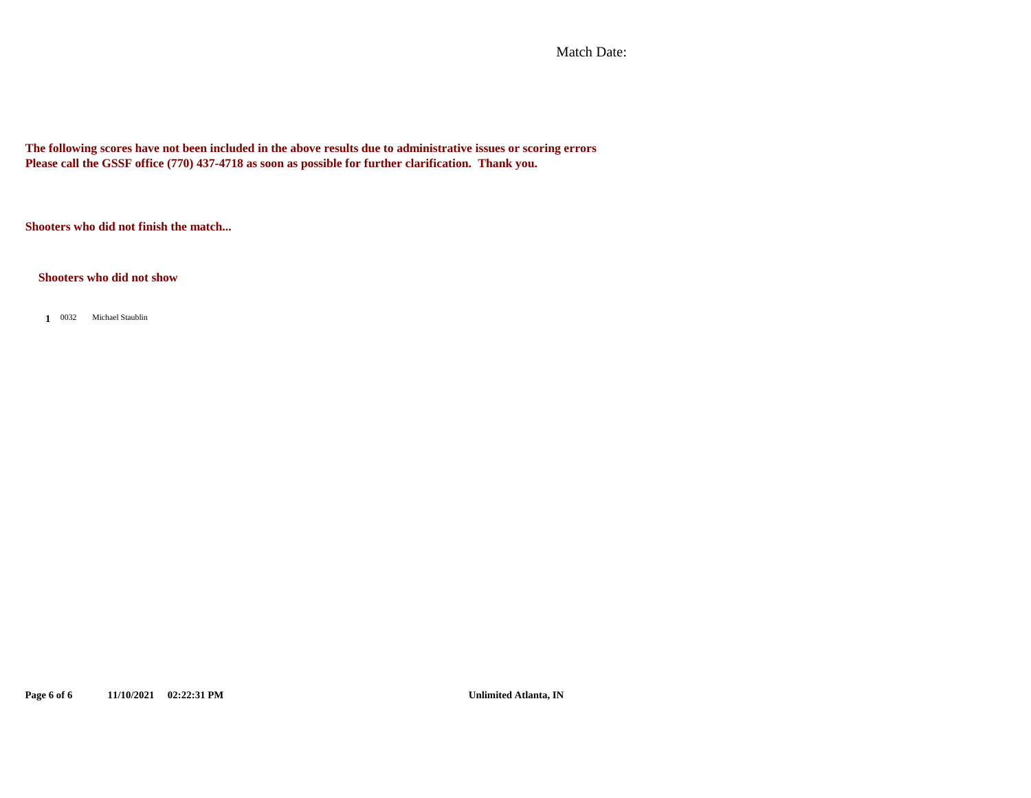Match Date:

**The following scores have not been included in the above results due to administrative issues or scoring errors**
**Please call the GSSF office (770) 437-4718 as soon as possible for further clarification. Thank you.**

**Shooters who did not finish the match...**

**Shooters who did not show**

| | | |
|---|---|---|
| **1** | 0032 | Michael Staublin |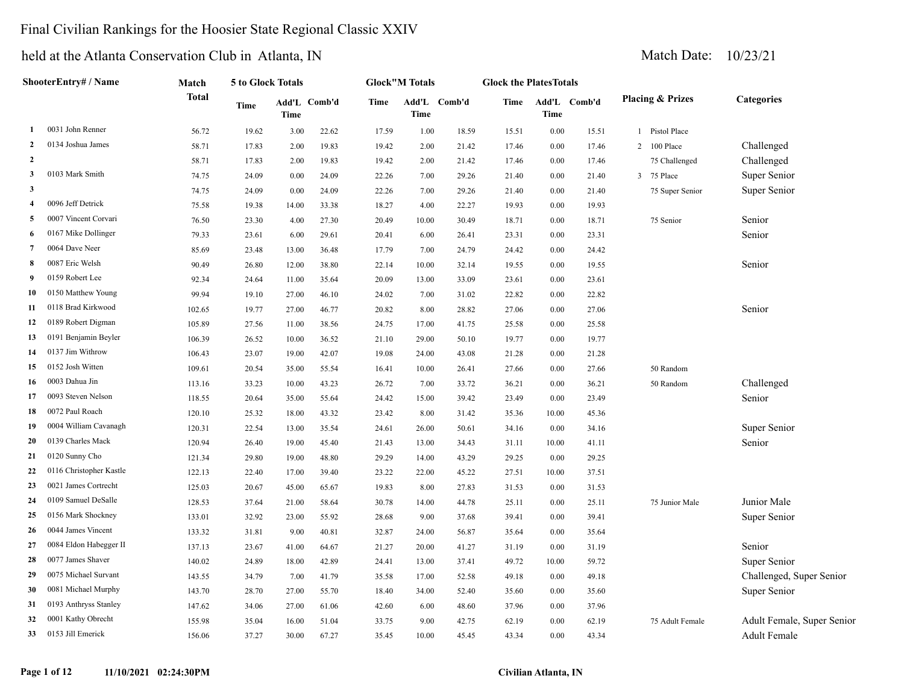# Final Civilian Rankings for the Hoosier State Regional Classic XXIV

## held at the Atlanta Conservation Club in Atlanta, IN

Match Date: 10/23/21

| | ShooterEntry# / Name | Match Total | 5 to Glock Totals | | | Glock"M Totals | | | Glock the PlatesTotals | | | Placing & Prizes | | Categories |
|---|---|---|---|---|---|---|---|---|---|---|---|---|---|---|
| | | | Time | Add'L Time | Comb'd | Time | Add'L Time | Comb'd | Time | Add'L Time | Comb'd | | | |
| 1 | 0031 John Renner | 56.72 | 19.62 | 3.00 | 22.62 | 17.59 | 1.00 | 18.59 | 15.51 | 0.00 | 15.51 | 1 | Pistol Place | |
| 2 | 0134 Joshua James | 58.71 | 17.83 | 2.00 | 19.83 | 19.42 | 2.00 | 21.42 | 17.46 | 0.00 | 17.46 | 2 | 100 Place | Challenged |
| 2 | | 58.71 | 17.83 | 2.00 | 19.83 | 19.42 | 2.00 | 21.42 | 17.46 | 0.00 | 17.46 | | 75 Challenged | Challenged |
| 3 | 0103 Mark Smith | 74.75 | 24.09 | 0.00 | 24.09 | 22.26 | 7.00 | 29.26 | 21.40 | 0.00 | 21.40 | 3 | 75 Place | Super Senior |
| 3 | | 74.75 | 24.09 | 0.00 | 24.09 | 22.26 | 7.00 | 29.26 | 21.40 | 0.00 | 21.40 | | 75 Super Senior | Super Senior |
| 4 | 0096 Jeff Detrick | 75.58 | 19.38 | 14.00 | 33.38 | 18.27 | 4.00 | 22.27 | 19.93 | 0.00 | 19.93 | | | |
| 5 | 0007 Vincent Corvari | 76.50 | 23.30 | 4.00 | 27.30 | 20.49 | 10.00 | 30.49 | 18.71 | 0.00 | 18.71 | | 75 Senior | Senior |
| 6 | 0167 Mike Dollinger | 79.33 | 23.61 | 6.00 | 29.61 | 20.41 | 6.00 | 26.41 | 23.31 | 0.00 | 23.31 | | | Senior |
| 7 | 0064 Dave Neer | 85.69 | 23.48 | 13.00 | 36.48 | 17.79 | 7.00 | 24.79 | 24.42 | 0.00 | 24.42 | | | |
| 8 | 0087 Eric Welsh | 90.49 | 26.80 | 12.00 | 38.80 | 22.14 | 10.00 | 32.14 | 19.55 | 0.00 | 19.55 | | | Senior |
| 9 | 0159 Robert Lee | 92.34 | 24.64 | 11.00 | 35.64 | 20.09 | 13.00 | 33.09 | 23.61 | 0.00 | 23.61 | | | |
| 10 | 0150 Matthew Young | 99.94 | 19.10 | 27.00 | 46.10 | 24.02 | 7.00 | 31.02 | 22.82 | 0.00 | 22.82 | | | |
| 11 | 0118 Brad Kirkwood | 102.65 | 19.77 | 27.00 | 46.77 | 20.82 | 8.00 | 28.82 | 27.06 | 0.00 | 27.06 | | | Senior |
| 12 | 0189 Robert Digman | 105.89 | 27.56 | 11.00 | 38.56 | 24.75 | 17.00 | 41.75 | 25.58 | 0.00 | 25.58 | | | |
| 13 | 0191 Benjamin Beyler | 106.39 | 26.52 | 10.00 | 36.52 | 21.10 | 29.00 | 50.10 | 19.77 | 0.00 | 19.77 | | | |
| 14 | 0137 Jim Withrow | 106.43 | 23.07 | 19.00 | 42.07 | 19.08 | 24.00 | 43.08 | 21.28 | 0.00 | 21.28 | | | |
| 15 | 0152 Josh Witten | 109.61 | 20.54 | 35.00 | 55.54 | 16.41 | 10.00 | 26.41 | 27.66 | 0.00 | 27.66 | | 50 Random | |
| 16 | 0003 Dahua Jin | 113.16 | 33.23 | 10.00 | 43.23 | 26.72 | 7.00 | 33.72 | 36.21 | 0.00 | 36.21 | | 50 Random | Challenged |
| 17 | 0093 Steven Nelson | 118.55 | 20.64 | 35.00 | 55.64 | 24.42 | 15.00 | 39.42 | 23.49 | 0.00 | 23.49 | | | Senior |
| 18 | 0072 Paul Roach | 120.10 | 25.32 | 18.00 | 43.32 | 23.42 | 8.00 | 31.42 | 35.36 | 10.00 | 45.36 | | | |
| 19 | 0004 William Cavanagh | 120.31 | 22.54 | 13.00 | 35.54 | 24.61 | 26.00 | 50.61 | 34.16 | 0.00 | 34.16 | | | Super Senior |
| 20 | 0139 Charles Mack | 120.94 | 26.40 | 19.00 | 45.40 | 21.43 | 13.00 | 34.43 | 31.11 | 10.00 | 41.11 | | | Senior |
| 21 | 0120 Sunny Cho | 121.34 | 29.80 | 19.00 | 48.80 | 29.29 | 14.00 | 43.29 | 29.25 | 0.00 | 29.25 | | | |
| 22 | 0116 Christopher Kastle | 122.13 | 22.40 | 17.00 | 39.40 | 23.22 | 22.00 | 45.22 | 27.51 | 10.00 | 37.51 | | | |
| 23 | 0021 James Cortrecht | 125.03 | 20.67 | 45.00 | 65.67 | 19.83 | 8.00 | 27.83 | 31.53 | 0.00 | 31.53 | | | |
| 24 | 0109 Samuel DeSalle | 128.53 | 37.64 | 21.00 | 58.64 | 30.78 | 14.00 | 44.78 | 25.11 | 0.00 | 25.11 | | 75 Junior Male | Junior Male |
| 25 | 0156 Mark Shockney | 133.01 | 32.92 | 23.00 | 55.92 | 28.68 | 9.00 | 37.68 | 39.41 | 0.00 | 39.41 | | | Super Senior |
| 26 | 0044 James Vincent | 133.32 | 31.81 | 9.00 | 40.81 | 32.87 | 24.00 | 56.87 | 35.64 | 0.00 | 35.64 | | | |
| 27 | 0084 Eldon Habegger II | 137.13 | 23.67 | 41.00 | 64.67 | 21.27 | 20.00 | 41.27 | 31.19 | 0.00 | 31.19 | | | Senior |
| 28 | 0077 James Shaver | 140.02 | 24.89 | 18.00 | 42.89 | 24.41 | 13.00 | 37.41 | 49.72 | 10.00 | 59.72 | | | Super Senior |
| 29 | 0075 Michael Survant | 143.55 | 34.79 | 7.00 | 41.79 | 35.58 | 17.00 | 52.58 | 49.18 | 0.00 | 49.18 | | | Challenged, Super Senior |
| 30 | 0081 Michael Murphy | 143.70 | 28.70 | 27.00 | 55.70 | 18.40 | 34.00 | 52.40 | 35.60 | 0.00 | 35.60 | | | Super Senior |
| 31 | 0193 Anthryss Stanley | 147.62 | 34.06 | 27.00 | 61.06 | 42.60 | 6.00 | 48.60 | 37.96 | 0.00 | 37.96 | | | |
| 32 | 0001 Kathy Obrecht | 155.98 | 35.04 | 16.00 | 51.04 | 33.75 | 9.00 | 42.75 | 62.19 | 0.00 | 62.19 | | 75 Adult Female | Adult Female, Super Senior |
| 33 | 0153 Jill Emerick | 156.06 | 37.27 | 30.00 | 67.27 | 35.45 | 10.00 | 45.45 | 43.34 | 0.00 | 43.34 | | | Adult Female |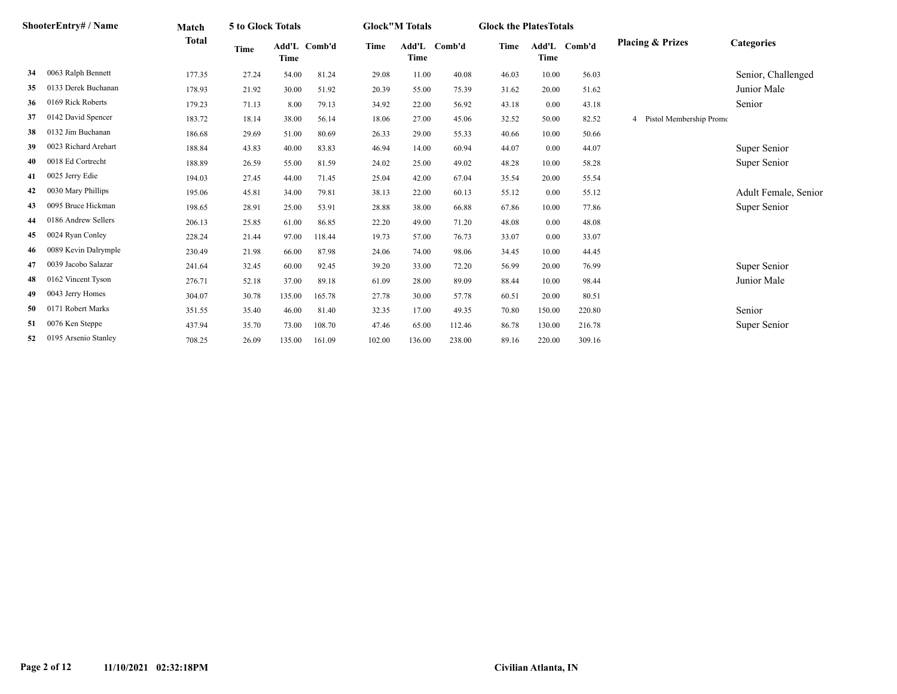| | ShooterEntry# / Name | Match Total | 5 to Glock Totals | | | Glock"M Totals | | | Glock the PlatesTotals | | | Placing & Prizes | Categories |
|---|---|---|---|---|---|---|---|---|---|---|---|---|---|
| | | | Time | Add'L Time | Comb'd | Time | Add'L Time | Comb'd | Time | Add'L Time | Comb'd | | |
| 34 | 0063 Ralph Bennett | 177.35 | 27.24 | 54.00 | 81.24 | 29.08 | 11.00 | 40.08 | 46.03 | 10.00 | 56.03 | | Senior, Challenged |
| 35 | 0133 Derek Buchanan | 178.93 | 21.92 | 30.00 | 51.92 | 20.39 | 55.00 | 75.39 | 31.62 | 20.00 | 51.62 | | Junior Male |
| 36 | 0169 Rick Roberts | 179.23 | 71.13 | 8.00 | 79.13 | 34.92 | 22.00 | 56.92 | 43.18 | 0.00 | 43.18 | | Senior |
| 37 | 0142 David Spencer | 183.72 | 18.14 | 38.00 | 56.14 | 18.06 | 27.00 | 45.06 | 32.52 | 50.00 | 82.52 | 4 Pistol Membership Promo | |
| 38 | 0132 Jim Buchanan | 186.68 | 29.69 | 51.00 | 80.69 | 26.33 | 29.00 | 55.33 | 40.66 | 10.00 | 50.66 | | |
| 39 | 0023 Richard Arehart | 188.84 | 43.83 | 40.00 | 83.83 | 46.94 | 14.00 | 60.94 | 44.07 | 0.00 | 44.07 | | Super Senior |
| 40 | 0018 Ed Cortrecht | 188.89 | 26.59 | 55.00 | 81.59 | 24.02 | 25.00 | 49.02 | 48.28 | 10.00 | 58.28 | | Super Senior |
| 41 | 0025 Jerry Edie | 194.03 | 27.45 | 44.00 | 71.45 | 25.04 | 42.00 | 67.04 | 35.54 | 20.00 | 55.54 | | |
| 42 | 0030 Mary Phillips | 195.06 | 45.81 | 34.00 | 79.81 | 38.13 | 22.00 | 60.13 | 55.12 | 0.00 | 55.12 | | Adult Female, Senior |
| 43 | 0095 Bruce Hickman | 198.65 | 28.91 | 25.00 | 53.91 | 28.88 | 38.00 | 66.88 | 67.86 | 10.00 | 77.86 | | Super Senior |
| 44 | 0186 Andrew Sellers | 206.13 | 25.85 | 61.00 | 86.85 | 22.20 | 49.00 | 71.20 | 48.08 | 0.00 | 48.08 | | |
| 45 | 0024 Ryan Conley | 228.24 | 21.44 | 97.00 | 118.44 | 19.73 | 57.00 | 76.73 | 33.07 | 0.00 | 33.07 | | |
| 46 | 0089 Kevin Dalrymple | 230.49 | 21.98 | 66.00 | 87.98 | 24.06 | 74.00 | 98.06 | 34.45 | 10.00 | 44.45 | | |
| 47 | 0039 Jacobo Salazar | 241.64 | 32.45 | 60.00 | 92.45 | 39.20 | 33.00 | 72.20 | 56.99 | 20.00 | 76.99 | | Super Senior |
| 48 | 0162 Vincent Tyson | 276.71 | 52.18 | 37.00 | 89.18 | 61.09 | 28.00 | 89.09 | 88.44 | 10.00 | 98.44 | | Junior Male |
| 49 | 0043 Jerry Homes | 304.07 | 30.78 | 135.00 | 165.78 | 27.78 | 30.00 | 57.78 | 60.51 | 20.00 | 80.51 | | |
| 50 | 0171 Robert Marks | 351.55 | 35.40 | 46.00 | 81.40 | 32.35 | 17.00 | 49.35 | 70.80 | 150.00 | 220.80 | | Senior |
| 51 | 0076 Ken Steppe | 437.94 | 35.70 | 73.00 | 108.70 | 47.46 | 65.00 | 112.46 | 86.78 | 130.00 | 216.78 | | Super Senior |
| 52 | 0195 Arsenio Stanley | 708.25 | 26.09 | 135.00 | 161.09 | 102.00 | 136.00 | 238.00 | 89.16 | 220.00 | 309.16 | | |

11/10/2021 02:32:18PM Civilian Atlanta, IN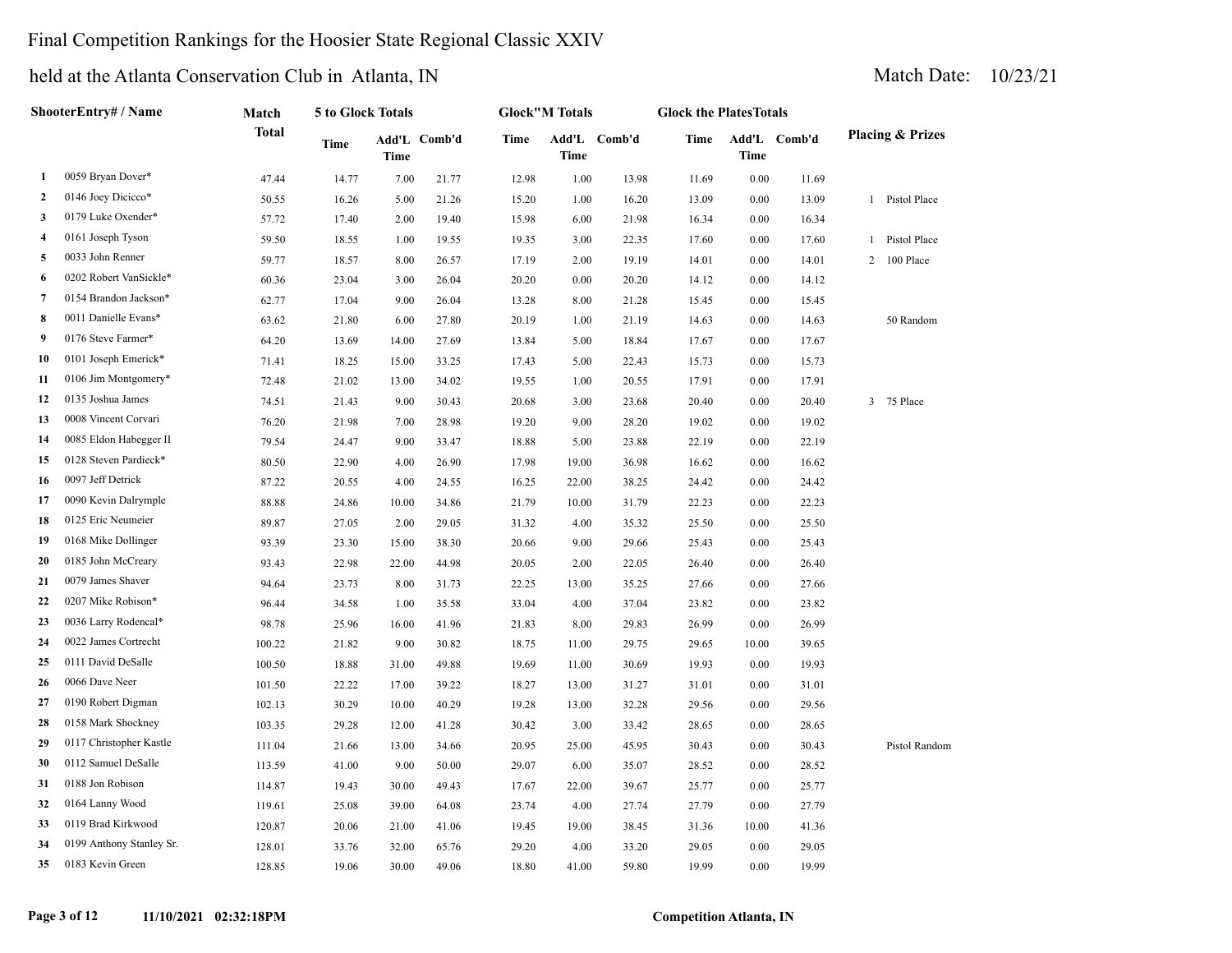Final Competition Rankings for the Hoosier State Regional Classic XXIV

held at the Atlanta Conservation Club in Atlanta, IN

Match Date: 10/23/21

| | ShooterEntry# / Name | Match Total | 5 to Glock Totals | | | Glock"M Totals | | | Glock the PlatesTotals | | | Placing & Prizes |
|---|---|---|---|---|---|---|---|---|---|---|---|---|
| | | | Time | Add'L Time | Comb'd | Time | Add'L Time | Comb'd | Time | Add'L Time | Comb'd | |
| 1 | 0059 Bryan Dover* | 47.44 | 14.77 | 7.00 | 21.77 | 12.98 | 1.00 | 13.98 | 11.69 | 0.00 | 11.69 | |
| 2 | 0146 Joey Dicicco* | 50.55 | 16.26 | 5.00 | 21.26 | 15.20 | 1.00 | 16.20 | 13.09 | 0.00 | 13.09 | 1 Pistol Place |
| 3 | 0179 Luke Oxender* | 57.72 | 17.40 | 2.00 | 19.40 | 15.98 | 6.00 | 21.98 | 16.34 | 0.00 | 16.34 | |
| 4 | 0161 Joseph Tyson | 59.50 | 18.55 | 1.00 | 19.55 | 19.35 | 3.00 | 22.35 | 17.60 | 0.00 | 17.60 | 1 Pistol Place |
| 5 | 0033 John Renner | 59.77 | 18.57 | 8.00 | 26.57 | 17.19 | 2.00 | 19.19 | 14.01 | 0.00 | 14.01 | 2 100 Place |
| 6 | 0202 Robert VanSickle* | 60.36 | 23.04 | 3.00 | 26.04 | 20.20 | 0.00 | 20.20 | 14.12 | 0.00 | 14.12 | |
| 7 | 0154 Brandon Jackson* | 62.77 | 17.04 | 9.00 | 26.04 | 13.28 | 8.00 | 21.28 | 15.45 | 0.00 | 15.45 | |
| 8 | 0011 Danielle Evans* | 63.62 | 21.80 | 6.00 | 27.80 | 20.19 | 1.00 | 21.19 | 14.63 | 0.00 | 14.63 | 50 Random |
| 9 | 0176 Steve Farmer* | 64.20 | 13.69 | 14.00 | 27.69 | 13.84 | 5.00 | 18.84 | 17.67 | 0.00 | 17.67 | |
| 10 | 0101 Joseph Emerick* | 71.41 | 18.25 | 15.00 | 33.25 | 17.43 | 5.00 | 22.43 | 15.73 | 0.00 | 15.73 | |
| 11 | 0106 Jim Montgomery* | 72.48 | 21.02 | 13.00 | 34.02 | 19.55 | 1.00 | 20.55 | 17.91 | 0.00 | 17.91 | |
| 12 | 0135 Joshua James | 74.51 | 21.43 | 9.00 | 30.43 | 20.68 | 3.00 | 23.68 | 20.40 | 0.00 | 20.40 | 3 75 Place |
| 13 | 0008 Vincent Corvari | 76.20 | 21.98 | 7.00 | 28.98 | 19.20 | 9.00 | 28.20 | 19.02 | 0.00 | 19.02 | |
| 14 | 0085 Eldon Habegger II | 79.54 | 24.47 | 9.00 | 33.47 | 18.88 | 5.00 | 23.88 | 22.19 | 0.00 | 22.19 | |
| 15 | 0128 Steven Pardieck* | 80.50 | 22.90 | 4.00 | 26.90 | 17.98 | 19.00 | 36.98 | 16.62 | 0.00 | 16.62 | |
| 16 | 0097 Jeff Detrick | 87.22 | 20.55 | 4.00 | 24.55 | 16.25 | 22.00 | 38.25 | 24.42 | 0.00 | 24.42 | |
| 17 | 0090 Kevin Dalrymple | 88.88 | 24.86 | 10.00 | 34.86 | 21.79 | 10.00 | 31.79 | 22.23 | 0.00 | 22.23 | |
| 18 | 0125 Eric Neumeier | 89.87 | 27.05 | 2.00 | 29.05 | 31.32 | 4.00 | 35.32 | 25.50 | 0.00 | 25.50 | |
| 19 | 0168 Mike Dollinger | 93.39 | 23.30 | 15.00 | 38.30 | 20.66 | 9.00 | 29.66 | 25.43 | 0.00 | 25.43 | |
| 20 | 0185 John McCreary | 93.43 | 22.98 | 22.00 | 44.98 | 20.05 | 2.00 | 22.05 | 26.40 | 0.00 | 26.40 | |
| 21 | 0079 James Shaver | 94.64 | 23.73 | 8.00 | 31.73 | 22.25 | 13.00 | 35.25 | 27.66 | 0.00 | 27.66 | |
| 22 | 0207 Mike Robison* | 96.44 | 34.58 | 1.00 | 35.58 | 33.04 | 4.00 | 37.04 | 23.82 | 0.00 | 23.82 | |
| 23 | 0036 Larry Rodencal* | 98.78 | 25.96 | 16.00 | 41.96 | 21.83 | 8.00 | 29.83 | 26.99 | 0.00 | 26.99 | |
| 24 | 0022 James Cortrecht | 100.22 | 21.82 | 9.00 | 30.82 | 18.75 | 11.00 | 29.75 | 29.65 | 10.00 | 39.65 | |
| 25 | 0111 David DeSalle | 100.50 | 18.88 | 31.00 | 49.88 | 19.69 | 11.00 | 30.69 | 19.93 | 0.00 | 19.93 | |
| 26 | 0066 Dave Neer | 101.50 | 22.22 | 17.00 | 39.22 | 18.27 | 13.00 | 31.27 | 31.01 | 0.00 | 31.01 | |
| 27 | 0190 Robert Digman | 102.13 | 30.29 | 10.00 | 40.29 | 19.28 | 13.00 | 32.28 | 29.56 | 0.00 | 29.56 | |
| 28 | 0158 Mark Shockney | 103.35 | 29.28 | 12.00 | 41.28 | 30.42 | 3.00 | 33.42 | 28.65 | 0.00 | 28.65 | |
| 29 | 0117 Christopher Kastle | 111.04 | 21.66 | 13.00 | 34.66 | 20.95 | 25.00 | 45.95 | 30.43 | 0.00 | 30.43 | Pistol Random |
| 30 | 0112 Samuel DeSalle | 113.59 | 41.00 | 9.00 | 50.00 | 29.07 | 6.00 | 35.07 | 28.52 | 0.00 | 28.52 | |
| 31 | 0188 Jon Robison | 114.87 | 19.43 | 30.00 | 49.43 | 17.67 | 22.00 | 39.67 | 25.77 | 0.00 | 25.77 | |
| 32 | 0164 Lanny Wood | 119.61 | 25.08 | 39.00 | 64.08 | 23.74 | 4.00 | 27.74 | 27.79 | 0.00 | 27.79 | |
| 33 | 0119 Brad Kirkwood | 120.87 | 20.06 | 21.00 | 41.06 | 19.45 | 19.00 | 38.45 | 31.36 | 10.00 | 41.36 | |
| 34 | 0199 Anthony Stanley Sr. | 128.01 | 33.76 | 32.00 | 65.76 | 29.20 | 4.00 | 33.20 | 29.05 | 0.00 | 29.05 | |
| 35 | 0183 Kevin Green | 128.85 | 19.06 | 30.00 | 49.06 | 18.80 | 41.00 | 59.80 | 19.99 | 0.00 | 19.99 | |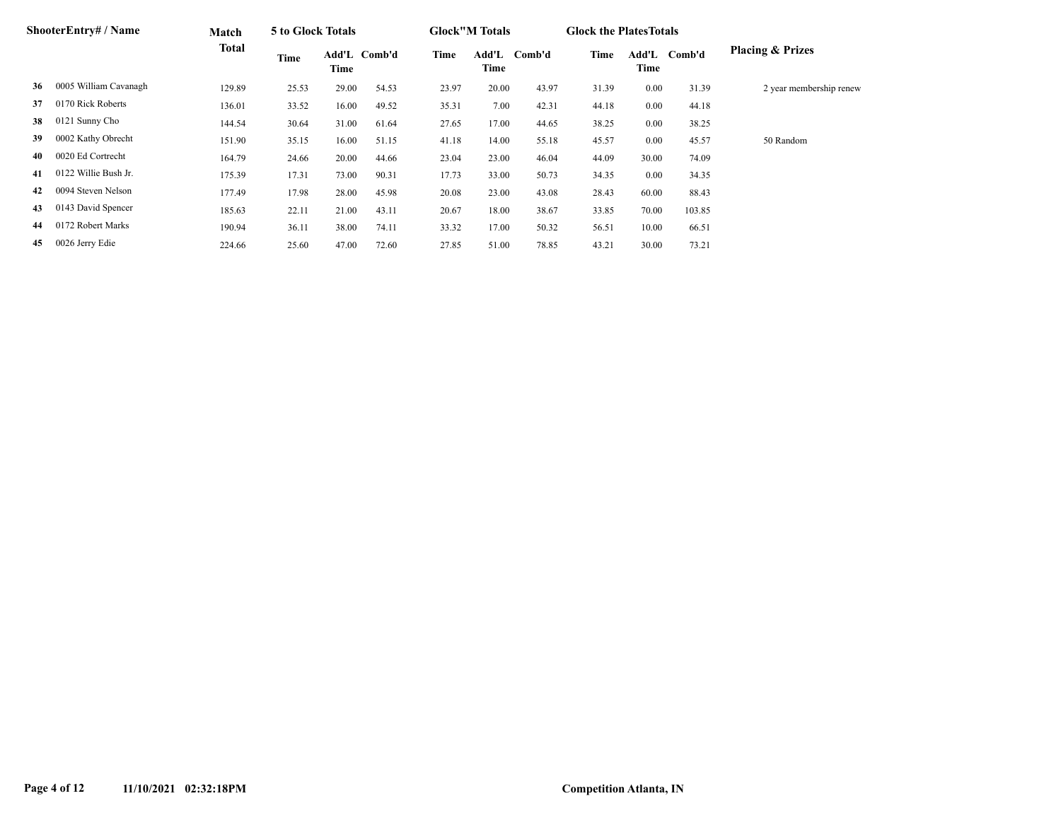| | ShooterEntry# / Name | Match Total | 5 to Glock Totals | | | Glock"M Totals | | | Glock the PlatesTotals | | | Placing & Prizes |
|---|---|---|---|---|---|---|---|---|---|---|---|---|
| | | | Time | Add'L Time | Comb'd | Time | Add'L Time | Comb'd | Time | Add'L Time | Comb'd | |
| 36 | 0005 William Cavanagh | 129.89 | 25.53 | 29.00 | 54.53 | 23.97 | 20.00 | 43.97 | 31.39 | 0.00 | 31.39 | 2 year membership renew |
| 37 | 0170 Rick Roberts | 136.01 | 33.52 | 16.00 | 49.52 | 35.31 | 7.00 | 42.31 | 44.18 | 0.00 | 44.18 | |
| 38 | 0121 Sunny Cho | 144.54 | 30.64 | 31.00 | 61.64 | 27.65 | 17.00 | 44.65 | 38.25 | 0.00 | 38.25 | |
| 39 | 0002 Kathy Obrecht | 151.90 | 35.15 | 16.00 | 51.15 | 41.18 | 14.00 | 55.18 | 45.57 | 0.00 | 45.57 | 50 Random |
| 40 | 0020 Ed Cortrecht | 164.79 | 24.66 | 20.00 | 44.66 | 23.04 | 23.00 | 46.04 | 44.09 | 30.00 | 74.09 | |
| 41 | 0122 Willie Bush Jr. | 175.39 | 17.31 | 73.00 | 90.31 | 17.73 | 33.00 | 50.73 | 34.35 | 0.00 | 34.35 | |
| 42 | 0094 Steven Nelson | 177.49 | 17.98 | 28.00 | 45.98 | 20.08 | 23.00 | 43.08 | 28.43 | 60.00 | 88.43 | |
| 43 | 0143 David Spencer | 185.63 | 22.11 | 21.00 | 43.11 | 20.67 | 18.00 | 38.67 | 33.85 | 70.00 | 103.85 | |
| 44 | 0172 Robert Marks | 190.94 | 36.11 | 38.00 | 74.11 | 33.32 | 17.00 | 50.32 | 56.51 | 10.00 | 66.51 | |
| 45 | 0026 Jerry Edie | 224.66 | 25.60 | 47.00 | 72.60 | 27.85 | 51.00 | 78.85 | 43.21 | 30.00 | 73.21 | |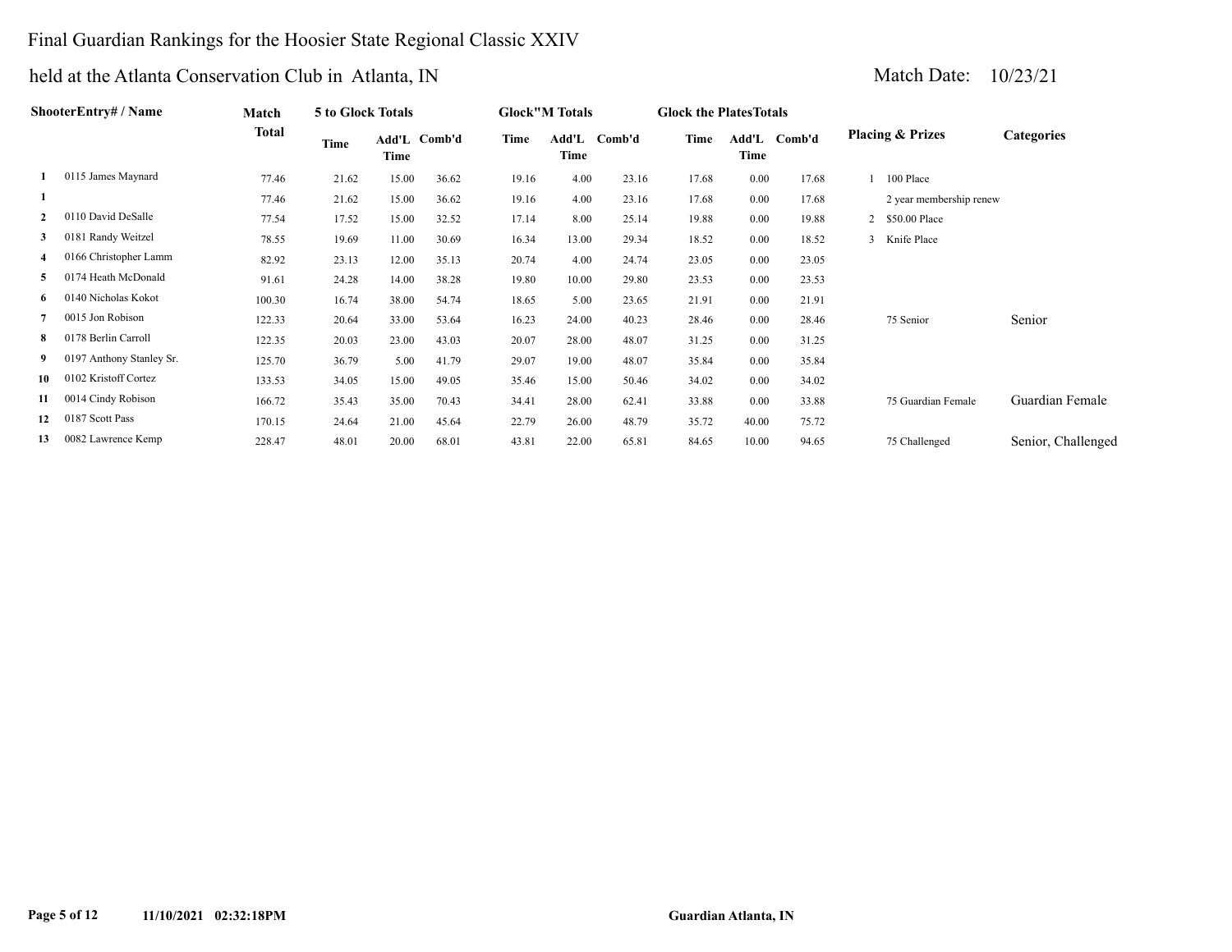# Final Guardian Rankings for the Hoosier State Regional Classic XXIV

## held at the Atlanta Conservation Club in Atlanta, IN

Match Date: 10/23/21

| | ShooterEntry# / Name | Match Total | 5 to Glock Totals | | | Glock"M Totals | | | Glock the PlatesTotals | | | Placing & Prizes | | Categories |
|---|---|---|---|---|---|---|---|---|---|---|---|---|---|---|
| | | | Time | Add'L Time | Comb'd | Time | Add'L Time | Comb'd | Time | Add'L Time | Comb'd | | | |
| 1 | 0115 James Maynard | 77.46 | 21.62 | 15.00 | 36.62 | 19.16 | 4.00 | 23.16 | 17.68 | 0.00 | 17.68 | 1 | 100 Place | |
| 1 | | 77.46 | 21.62 | 15.00 | 36.62 | 19.16 | 4.00 | 23.16 | 17.68 | 0.00 | 17.68 | | 2 year membership renew | |
| 2 | 0110 David DeSalle | 77.54 | 17.52 | 15.00 | 32.52 | 17.14 | 8.00 | 25.14 | 19.88 | 0.00 | 19.88 | 2 | $50.00 Place | |
| 3 | 0181 Randy Weitzel | 78.55 | 19.69 | 11.00 | 30.69 | 16.34 | 13.00 | 29.34 | 18.52 | 0.00 | 18.52 | 3 | Knife Place | |
| 4 | 0166 Christopher Lamm | 82.92 | 23.13 | 12.00 | 35.13 | 20.74 | 4.00 | 24.74 | 23.05 | 0.00 | 23.05 | | | |
| 5 | 0174 Heath McDonald | 91.61 | 24.28 | 14.00 | 38.28 | 19.80 | 10.00 | 29.80 | 23.53 | 0.00 | 23.53 | | | |
| 6 | 0140 Nicholas Kokot | 100.30 | 16.74 | 38.00 | 54.74 | 18.65 | 5.00 | 23.65 | 21.91 | 0.00 | 21.91 | | | |
| 7 | 0015 Jon Robison | 122.33 | 20.64 | 33.00 | 53.64 | 16.23 | 24.00 | 40.23 | 28.46 | 0.00 | 28.46 | | 75 Senior | Senior |
| 8 | 0178 Berlin Carroll | 122.35 | 20.03 | 23.00 | 43.03 | 20.07 | 28.00 | 48.07 | 31.25 | 0.00 | 31.25 | | | |
| 9 | 0197 Anthony Stanley Sr. | 125.70 | 36.79 | 5.00 | 41.79 | 29.07 | 19.00 | 48.07 | 35.84 | 0.00 | 35.84 | | | |
| 10 | 0102 Kristoff Cortez | 133.53 | 34.05 | 15.00 | 49.05 | 35.46 | 15.00 | 50.46 | 34.02 | 0.00 | 34.02 | | | |
| 11 | 0014 Cindy Robison | 166.72 | 35.43 | 35.00 | 70.43 | 34.41 | 28.00 | 62.41 | 33.88 | 0.00 | 33.88 | | 75 Guardian Female | Guardian Female |
| 12 | 0187 Scott Pass | 170.15 | 24.64 | 21.00 | 45.64 | 22.79 | 26.00 | 48.79 | 35.72 | 40.00 | 75.72 | | | |
| 13 | 0082 Lawrence Kemp | 228.47 | 48.01 | 20.00 | 68.01 | 43.81 | 22.00 | 65.81 | 84.65 | 10.00 | 94.65 | | 75 Challenged | Senior, Challenged |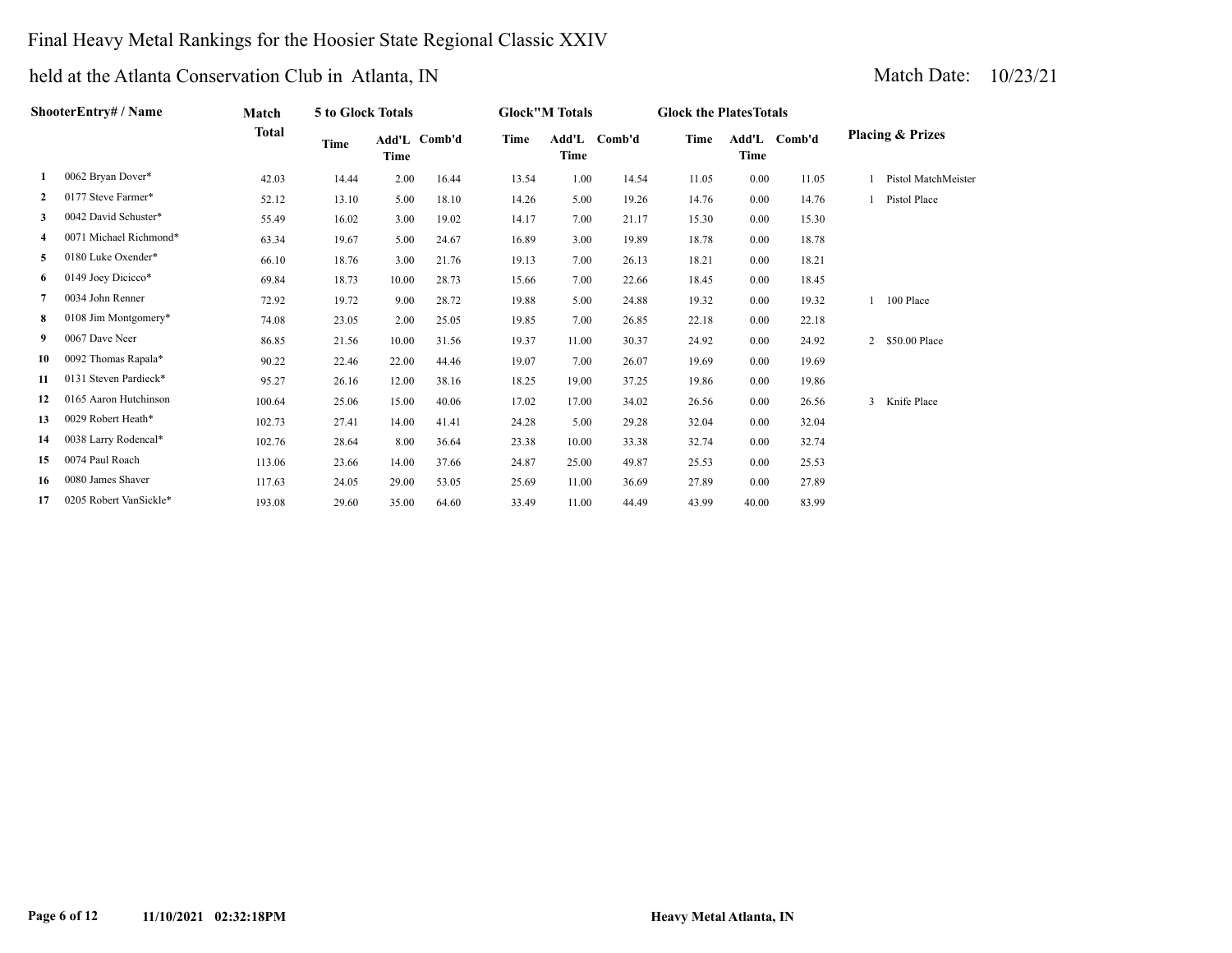# Final Heavy Metal Rankings for the Hoosier State Regional Classic XXIV

## held at the Atlanta Conservation Club in Atlanta, IN

Match Date: 10/23/21

| | ShooterEntry# / Name | Match Total | 5 to Glock Totals | | | Glock"M Totals | | | Glock the PlatesTotals | | | Placing & Prizes | |
|---|---|---|---|---|---|---|---|---|---|---|---|---|---|
| | | | Time | Add'L Time | Comb'd | Time | Add'L Time | Comb'd | Time | Add'L Time | Comb'd | | |
| 1 | 0062 Bryan Dover* | 42.03 | 14.44 | 2.00 | 16.44 | 13.54 | 1.00 | 14.54 | 11.05 | 0.00 | 11.05 | 1 | Pistol MatchMeister |
| 2 | 0177 Steve Farmer* | 52.12 | 13.10 | 5.00 | 18.10 | 14.26 | 5.00 | 19.26 | 14.76 | 0.00 | 14.76 | 1 | Pistol Place |
| 3 | 0042 David Schuster* | 55.49 | 16.02 | 3.00 | 19.02 | 14.17 | 7.00 | 21.17 | 15.30 | 0.00 | 15.30 | | |
| 4 | 0071 Michael Richmond* | 63.34 | 19.67 | 5.00 | 24.67 | 16.89 | 3.00 | 19.89 | 18.78 | 0.00 | 18.78 | | |
| 5 | 0180 Luke Oxender* | 66.10 | 18.76 | 3.00 | 21.76 | 19.13 | 7.00 | 26.13 | 18.21 | 0.00 | 18.21 | | |
| 6 | 0149 Joey Dicicco* | 69.84 | 18.73 | 10.00 | 28.73 | 15.66 | 7.00 | 22.66 | 18.45 | 0.00 | 18.45 | | |
| 7 | 0034 John Renner | 72.92 | 19.72 | 9.00 | 28.72 | 19.88 | 5.00 | 24.88 | 19.32 | 0.00 | 19.32 | 1 | 100 Place |
| 8 | 0108 Jim Montgomery* | 74.08 | 23.05 | 2.00 | 25.05 | 19.85 | 7.00 | 26.85 | 22.18 | 0.00 | 22.18 | | |
| 9 | 0067 Dave Neer | 86.85 | 21.56 | 10.00 | 31.56 | 19.37 | 11.00 | 30.37 | 24.92 | 0.00 | 24.92 | 2 | $50.00 Place |
| 10 | 0092 Thomas Rapala* | 90.22 | 22.46 | 22.00 | 44.46 | 19.07 | 7.00 | 26.07 | 19.69 | 0.00 | 19.69 | | |
| 11 | 0131 Steven Pardieck* | 95.27 | 26.16 | 12.00 | 38.16 | 18.25 | 19.00 | 37.25 | 19.86 | 0.00 | 19.86 | | |
| 12 | 0165 Aaron Hutchinson | 100.64 | 25.06 | 15.00 | 40.06 | 17.02 | 17.00 | 34.02 | 26.56 | 0.00 | 26.56 | 3 | Knife Place |
| 13 | 0029 Robert Heath* | 102.73 | 27.41 | 14.00 | 41.41 | 24.28 | 5.00 | 29.28 | 32.04 | 0.00 | 32.04 | | |
| 14 | 0038 Larry Rodencal* | 102.76 | 28.64 | 8.00 | 36.64 | 23.38 | 10.00 | 33.38 | 32.74 | 0.00 | 32.74 | | |
| 15 | 0074 Paul Roach | 113.06 | 23.66 | 14.00 | 37.66 | 24.87 | 25.00 | 49.87 | 25.53 | 0.00 | 25.53 | | |
| 16 | 0080 James Shaver | 117.63 | 24.05 | 29.00 | 53.05 | 25.69 | 11.00 | 36.69 | 27.89 | 0.00 | 27.89 | | |
| 17 | 0205 Robert VanSickle* | 193.08 | 29.60 | 35.00 | 64.60 | 33.49 | 11.00 | 44.49 | 43.99 | 40.00 | 83.99 | | |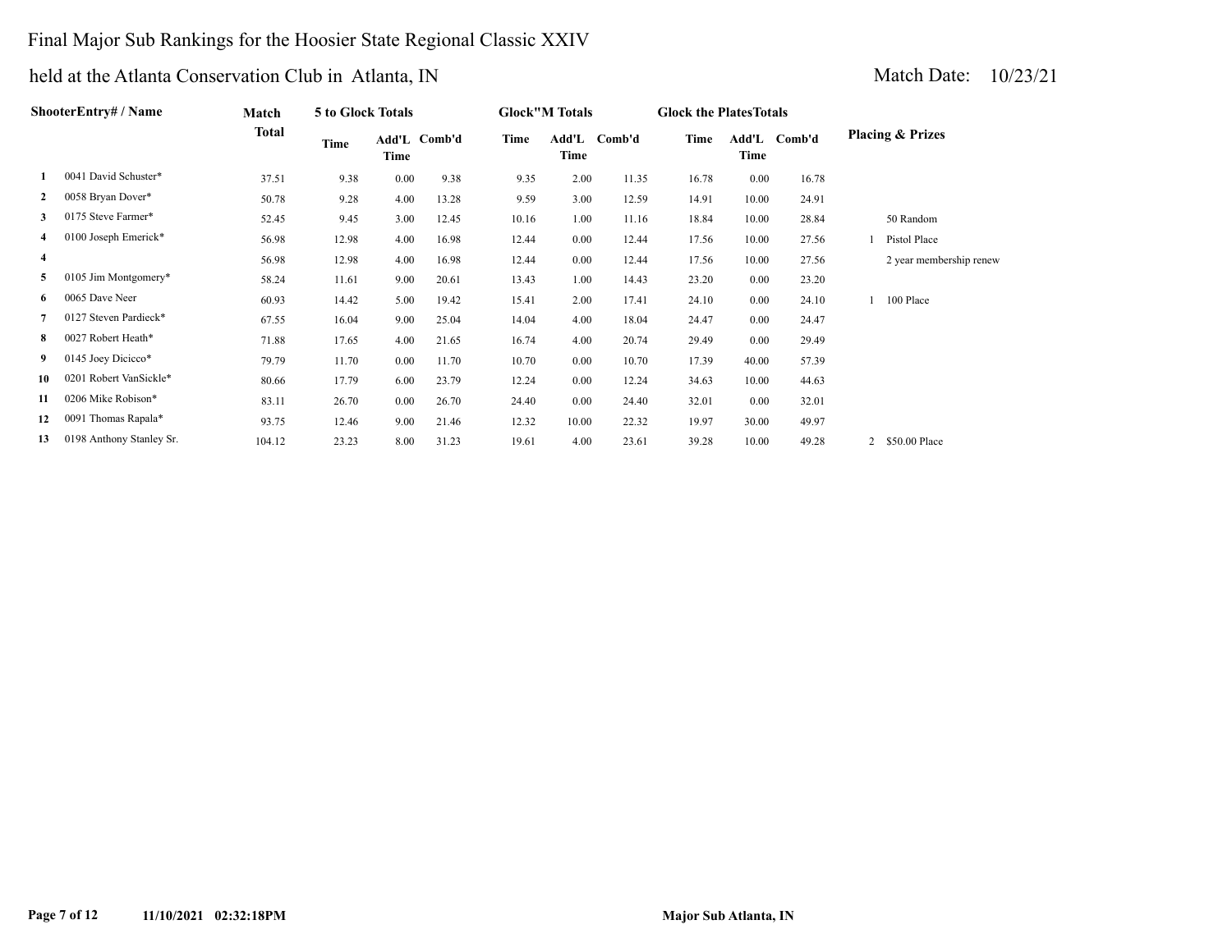# Final Major Sub Rankings for the Hoosier State Regional Classic XXIV

## held at the Atlanta Conservation Club in Atlanta, IN

Match Date: 10/23/21

| | ShooterEntry# / Name | Match Total | 5 to Glock Totals | | | Glock"M Totals | | | Glock the PlatesTotals | | | Placing & Prizes | |
|---|---|---|---|---|---|---|---|---|---|---|---|---|---|
| | | | Time | Add'L Time | Comb'd | Time | Add'L Time | Comb'd | Time | Add'L Time | Comb'd | | |
| 1 | 0041 David Schuster* | 37.51 | 9.38 | 0.00 | 9.38 | 9.35 | 2.00 | 11.35 | 16.78 | 0.00 | 16.78 | | |
| 2 | 0058 Bryan Dover* | 50.78 | 9.28 | 4.00 | 13.28 | 9.59 | 3.00 | 12.59 | 14.91 | 10.00 | 24.91 | | |
| 3 | 0175 Steve Farmer* | 52.45 | 9.45 | 3.00 | 12.45 | 10.16 | 1.00 | 11.16 | 18.84 | 10.00 | 28.84 | | 50 Random |
| 4 | 0100 Joseph Emerick* | 56.98 | 12.98 | 4.00 | 16.98 | 12.44 | 0.00 | 12.44 | 17.56 | 10.00 | 27.56 | 1 | Pistol Place |
| 4 | | 56.98 | 12.98 | 4.00 | 16.98 | 12.44 | 0.00 | 12.44 | 17.56 | 10.00 | 27.56 | | 2 year membership renew |
| 5 | 0105 Jim Montgomery* | 58.24 | 11.61 | 9.00 | 20.61 | 13.43 | 1.00 | 14.43 | 23.20 | 0.00 | 23.20 | | |
| 6 | 0065 Dave Neer | 60.93 | 14.42 | 5.00 | 19.42 | 15.41 | 2.00 | 17.41 | 24.10 | 0.00 | 24.10 | 1 | 100 Place |
| 7 | 0127 Steven Pardieck* | 67.55 | 16.04 | 9.00 | 25.04 | 14.04 | 4.00 | 18.04 | 24.47 | 0.00 | 24.47 | | |
| 8 | 0027 Robert Heath* | 71.88 | 17.65 | 4.00 | 21.65 | 16.74 | 4.00 | 20.74 | 29.49 | 0.00 | 29.49 | | |
| 9 | 0145 Joey Dicicco* | 79.79 | 11.70 | 0.00 | 11.70 | 10.70 | 0.00 | 10.70 | 17.39 | 40.00 | 57.39 | | |
| 10 | 0201 Robert VanSickle* | 80.66 | 17.79 | 6.00 | 23.79 | 12.24 | 0.00 | 12.24 | 34.63 | 10.00 | 44.63 | | |
| 11 | 0206 Mike Robison* | 83.11 | 26.70 | 0.00 | 26.70 | 24.40 | 0.00 | 24.40 | 32.01 | 0.00 | 32.01 | | |
| 12 | 0091 Thomas Rapala* | 93.75 | 12.46 | 9.00 | 21.46 | 12.32 | 10.00 | 22.32 | 19.97 | 30.00 | 49.97 | | |
| 13 | 0198 Anthony Stanley Sr. | 104.12 | 23.23 | 8.00 | 31.23 | 19.61 | 4.00 | 23.61 | 39.28 | 10.00 | 49.28 | 2 | $50.00 Place |

11/10/2021 02:32:18PM

Major Sub Atlanta, IN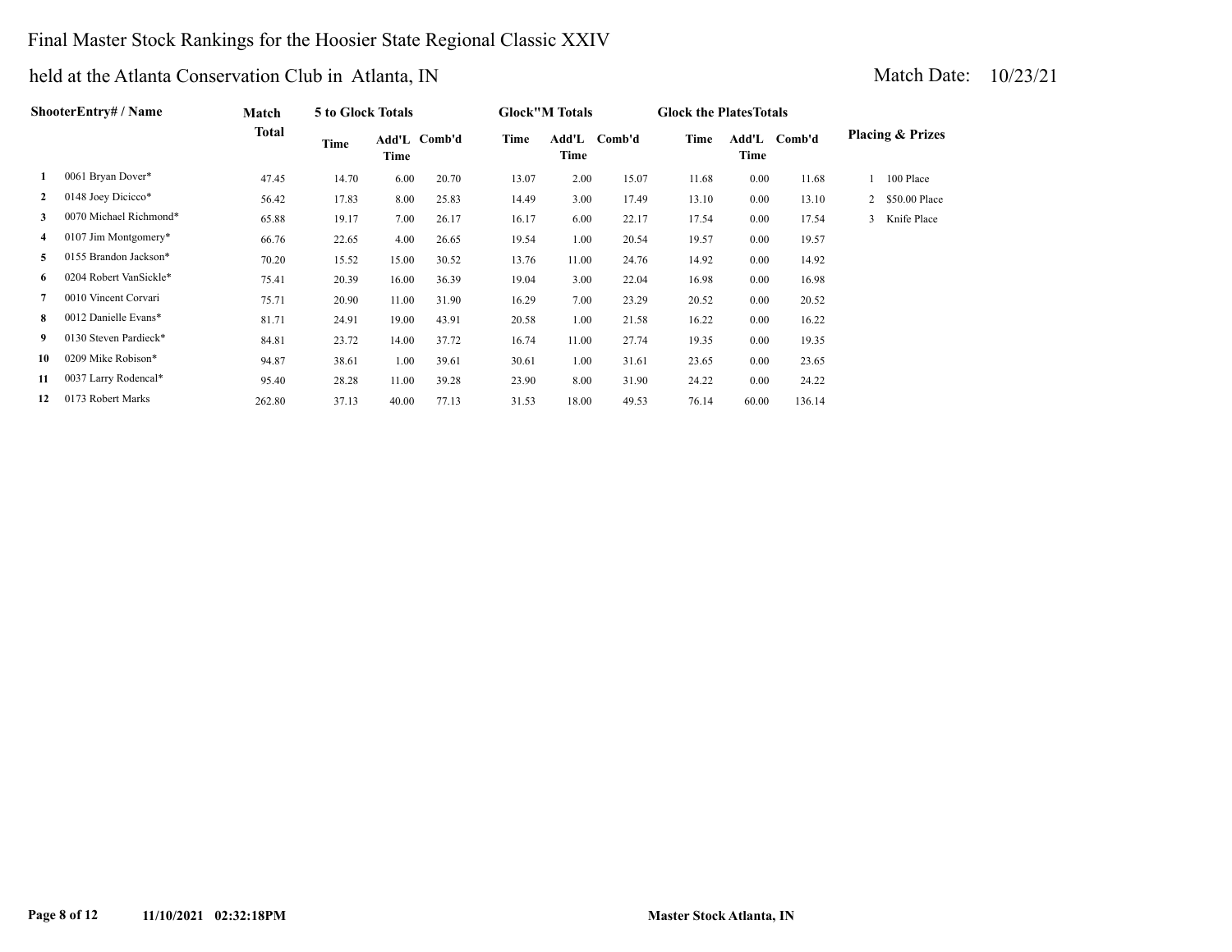# Final Master Stock Rankings for the Hoosier State Regional Classic XXIV

## held at the Atlanta Conservation Club in Atlanta, IN

Match Date: 10/23/21

| | ShooterEntry# / Name | Match Total | 5 to Glock Totals | | | Glock"M Totals | | | Glock the PlatesTotals | | | Placing & Prizes |
|---|---|---|---|---|---|---|---|---|---|---|---|---|
| | | | Time | Add'L Time | Comb'd | Time | Add'L Time | Comb'd | Time | Add'L Time | Comb'd | |
| 1 | 0061 Bryan Dover* | 47.45 | 14.70 | 6.00 | 20.70 | 13.07 | 2.00 | 15.07 | 11.68 | 0.00 | 11.68 | 1 100 Place |
| 2 | 0148 Joey Dicicco* | 56.42 | 17.83 | 8.00 | 25.83 | 14.49 | 3.00 | 17.49 | 13.10 | 0.00 | 13.10 | 2 $50.00 Place |
| 3 | 0070 Michael Richmond* | 65.88 | 19.17 | 7.00 | 26.17 | 16.17 | 6.00 | 22.17 | 17.54 | 0.00 | 17.54 | 3 Knife Place |
| 4 | 0107 Jim Montgomery* | 66.76 | 22.65 | 4.00 | 26.65 | 19.54 | 1.00 | 20.54 | 19.57 | 0.00 | 19.57 | |
| 5 | 0155 Brandon Jackson* | 70.20 | 15.52 | 15.00 | 30.52 | 13.76 | 11.00 | 24.76 | 14.92 | 0.00 | 14.92 | |
| 6 | 0204 Robert VanSickle* | 75.41 | 20.39 | 16.00 | 36.39 | 19.04 | 3.00 | 22.04 | 16.98 | 0.00 | 16.98 | |
| 7 | 0010 Vincent Corvari | 75.71 | 20.90 | 11.00 | 31.90 | 16.29 | 7.00 | 23.29 | 20.52 | 0.00 | 20.52 | |
| 8 | 0012 Danielle Evans* | 81.71 | 24.91 | 19.00 | 43.91 | 20.58 | 1.00 | 21.58 | 16.22 | 0.00 | 16.22 | |
| 9 | 0130 Steven Pardieck* | 84.81 | 23.72 | 14.00 | 37.72 | 16.74 | 11.00 | 27.74 | 19.35 | 0.00 | 19.35 | |
| 10 | 0209 Mike Robison* | 94.87 | 38.61 | 1.00 | 39.61 | 30.61 | 1.00 | 31.61 | 23.65 | 0.00 | 23.65 | |
| 11 | 0037 Larry Rodencal* | 95.40 | 28.28 | 11.00 | 39.28 | 23.90 | 8.00 | 31.90 | 24.22 | 0.00 | 24.22 | |
| 12 | 0173 Robert Marks | 262.80 | 37.13 | 40.00 | 77.13 | 31.53 | 18.00 | 49.53 | 76.14 | 60.00 | 136.14 | |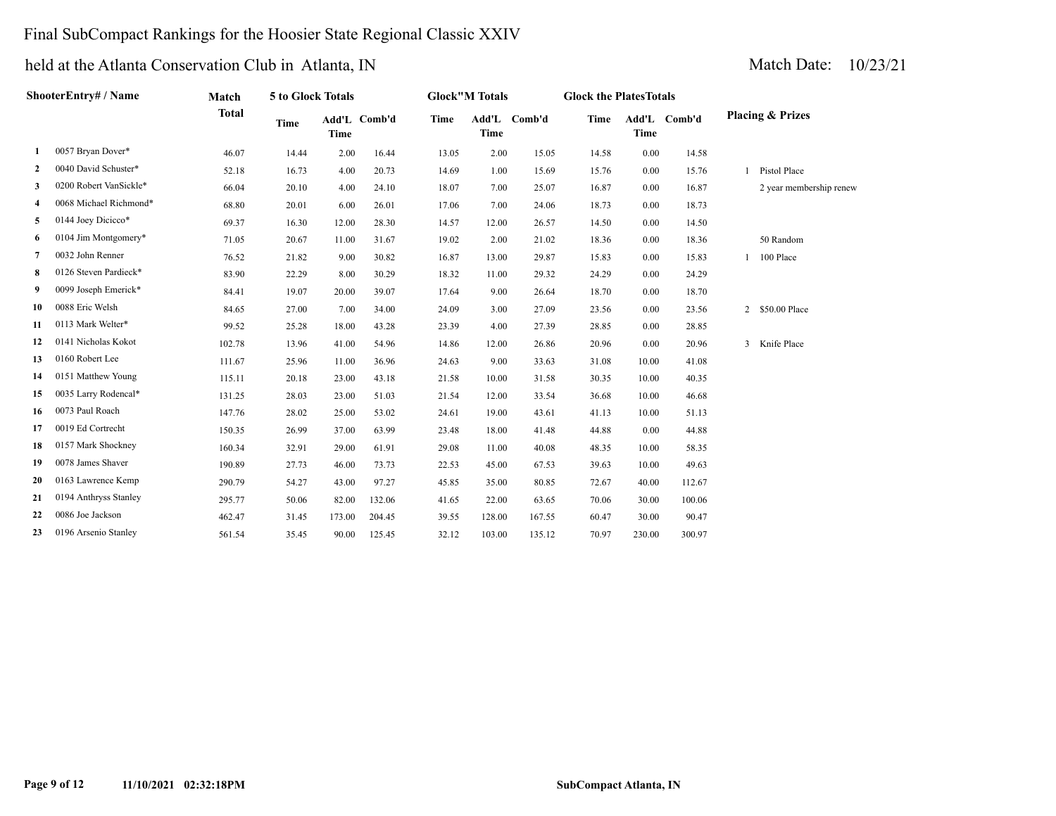# Final SubCompact Rankings for the Hoosier State Regional Classic XXIV

## held at the Atlanta Conservation Club in Atlanta, IN

Match Date: 10/23/21

| | ShooterEntry# / Name | Match Total | 5 to Glock Totals | | | Glock"M Totals | | | Glock the PlatesTotals | | | Placing & Prizes | |
|---|---|---|---|---|---|---|---|---|---|---|---|---|---|
| | | | Time | Add'L Time | Comb'd | Time | Add'L Time | Comb'd | Time | Add'L Time | Comb'd | | |
| 1 | 0057 Bryan Dover* | 46.07 | 14.44 | 2.00 | 16.44 | 13.05 | 2.00 | 15.05 | 14.58 | 0.00 | 14.58 | | |
| 2 | 0040 David Schuster* | 52.18 | 16.73 | 4.00 | 20.73 | 14.69 | 1.00 | 15.69 | 15.76 | 0.00 | 15.76 | 1 | Pistol Place |
| 3 | 0200 Robert VanSickle* | 66.04 | 20.10 | 4.00 | 24.10 | 18.07 | 7.00 | 25.07 | 16.87 | 0.00 | 16.87 | | 2 year membership renew |
| 4 | 0068 Michael Richmond* | 68.80 | 20.01 | 6.00 | 26.01 | 17.06 | 7.00 | 24.06 | 18.73 | 0.00 | 18.73 | | |
| 5 | 0144 Joey Dicicco* | 69.37 | 16.30 | 12.00 | 28.30 | 14.57 | 12.00 | 26.57 | 14.50 | 0.00 | 14.50 | | |
| 6 | 0104 Jim Montgomery* | 71.05 | 20.67 | 11.00 | 31.67 | 19.02 | 2.00 | 21.02 | 18.36 | 0.00 | 18.36 | | 50 Random |
| 7 | 0032 John Renner | 76.52 | 21.82 | 9.00 | 30.82 | 16.87 | 13.00 | 29.87 | 15.83 | 0.00 | 15.83 | 1 | 100 Place |
| 8 | 0126 Steven Pardieck* | 83.90 | 22.29 | 8.00 | 30.29 | 18.32 | 11.00 | 29.32 | 24.29 | 0.00 | 24.29 | | |
| 9 | 0099 Joseph Emerick* | 84.41 | 19.07 | 20.00 | 39.07 | 17.64 | 9.00 | 26.64 | 18.70 | 0.00 | 18.70 | | |
| 10 | 0088 Eric Welsh | 84.65 | 27.00 | 7.00 | 34.00 | 24.09 | 3.00 | 27.09 | 23.56 | 0.00 | 23.56 | 2 | $50.00 Place |
| 11 | 0113 Mark Welter* | 99.52 | 25.28 | 18.00 | 43.28 | 23.39 | 4.00 | 27.39 | 28.85 | 0.00 | 28.85 | | |
| 12 | 0141 Nicholas Kokot | 102.78 | 13.96 | 41.00 | 54.96 | 14.86 | 12.00 | 26.86 | 20.96 | 0.00 | 20.96 | 3 | Knife Place |
| 13 | 0160 Robert Lee | 111.67 | 25.96 | 11.00 | 36.96 | 24.63 | 9.00 | 33.63 | 31.08 | 10.00 | 41.08 | | |
| 14 | 0151 Matthew Young | 115.11 | 20.18 | 23.00 | 43.18 | 21.58 | 10.00 | 31.58 | 30.35 | 10.00 | 40.35 | | |
| 15 | 0035 Larry Rodencal* | 131.25 | 28.03 | 23.00 | 51.03 | 21.54 | 12.00 | 33.54 | 36.68 | 10.00 | 46.68 | | |
| 16 | 0073 Paul Roach | 147.76 | 28.02 | 25.00 | 53.02 | 24.61 | 19.00 | 43.61 | 41.13 | 10.00 | 51.13 | | |
| 17 | 0019 Ed Cortrecht | 150.35 | 26.99 | 37.00 | 63.99 | 23.48 | 18.00 | 41.48 | 44.88 | 0.00 | 44.88 | | |
| 18 | 0157 Mark Shockney | 160.34 | 32.91 | 29.00 | 61.91 | 29.08 | 11.00 | 40.08 | 48.35 | 10.00 | 58.35 | | |
| 19 | 0078 James Shaver | 190.89 | 27.73 | 46.00 | 73.73 | 22.53 | 45.00 | 67.53 | 39.63 | 10.00 | 49.63 | | |
| 20 | 0163 Lawrence Kemp | 290.79 | 54.27 | 43.00 | 97.27 | 45.85 | 35.00 | 80.85 | 72.67 | 40.00 | 112.67 | | |
| 21 | 0194 Anthryss Stanley | 295.77 | 50.06 | 82.00 | 132.06 | 41.65 | 22.00 | 63.65 | 70.06 | 30.00 | 100.06 | | |
| 22 | 0086 Joe Jackson | 462.47 | 31.45 | 173.00 | 204.45 | 39.55 | 128.00 | 167.55 | 60.47 | 30.00 | 90.47 | | |
| 23 | 0196 Arsenio Stanley | 561.54 | 35.45 | 90.00 | 125.45 | 32.12 | 103.00 | 135.12 | 70.97 | 230.00 | 300.97 | | |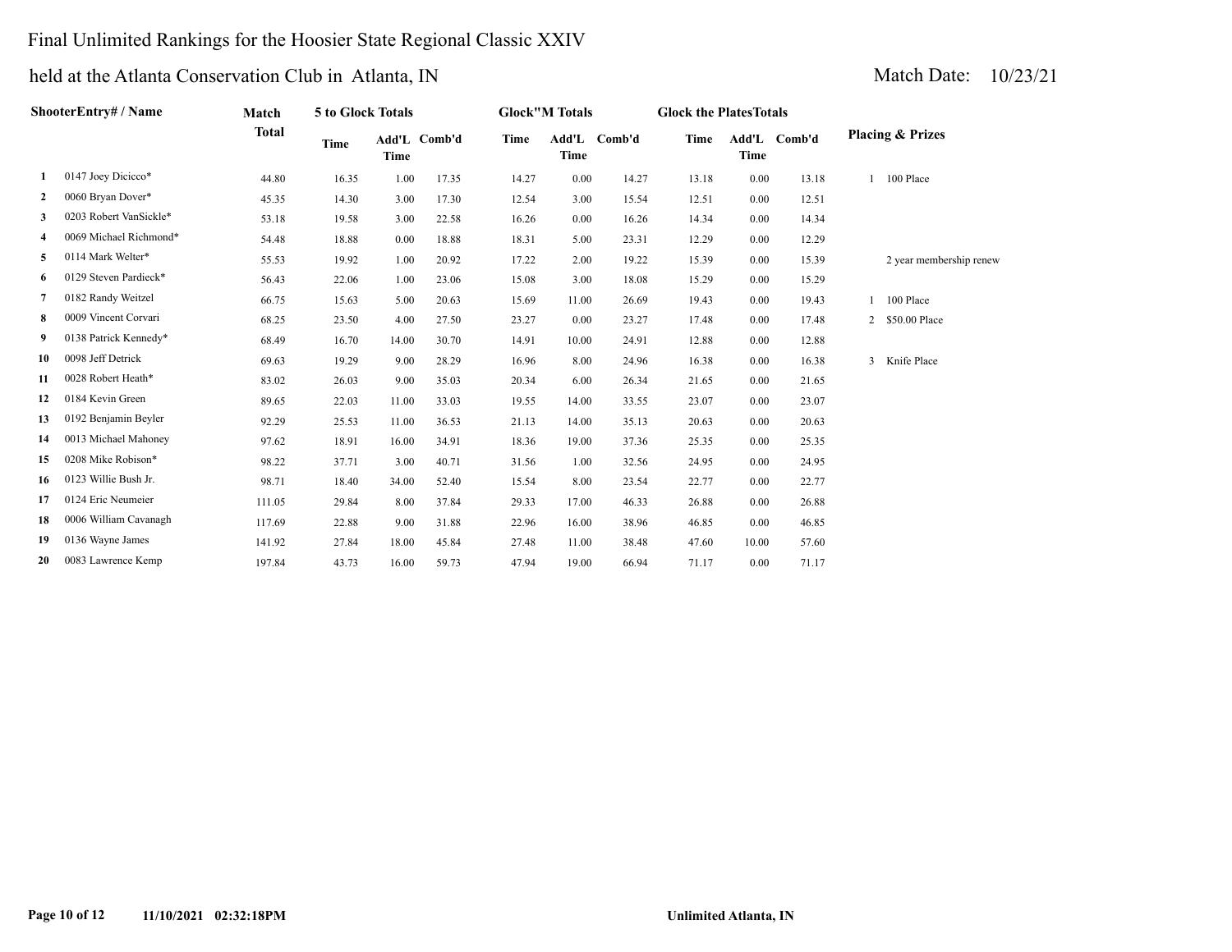# Final Unlimited Rankings for the Hoosier State Regional Classic XXIV

## held at the Atlanta Conservation Club in Atlanta, IN

Match Date: 10/23/21

| | ShooterEntry# / Name | Match Total | 5 to Glock Totals | | | Glock"M Totals | | | Glock the PlatesTotals | | | Placing & Prizes |
|---|---|---|---|---|---|---|---|---|---|---|---|---|
| | | | Time | Add'L Time | Comb'd | Time | Add'L Time | Comb'd | Time | Add'L Time | Comb'd | |
| 1 | 0147 Joey Dicicco* | 44.80 | 16.35 | 1.00 | 17.35 | 14.27 | 0.00 | 14.27 | 13.18 | 0.00 | 13.18 | 1 100 Place |
| 2 | 0060 Bryan Dover* | 45.35 | 14.30 | 3.00 | 17.30 | 12.54 | 3.00 | 15.54 | 12.51 | 0.00 | 12.51 | |
| 3 | 0203 Robert VanSickle* | 53.18 | 19.58 | 3.00 | 22.58 | 16.26 | 0.00 | 16.26 | 14.34 | 0.00 | 14.34 | |
| 4 | 0069 Michael Richmond* | 54.48 | 18.88 | 0.00 | 18.88 | 18.31 | 5.00 | 23.31 | 12.29 | 0.00 | 12.29 | |
| 5 | 0114 Mark Welter* | 55.53 | 19.92 | 1.00 | 20.92 | 17.22 | 2.00 | 19.22 | 15.39 | 0.00 | 15.39 | 2 year membership renew |
| 6 | 0129 Steven Pardieck* | 56.43 | 22.06 | 1.00 | 23.06 | 15.08 | 3.00 | 18.08 | 15.29 | 0.00 | 15.29 | |
| 7 | 0182 Randy Weitzel | 66.75 | 15.63 | 5.00 | 20.63 | 15.69 | 11.00 | 26.69 | 19.43 | 0.00 | 19.43 | 1 100 Place |
| 8 | 0009 Vincent Corvari | 68.25 | 23.50 | 4.00 | 27.50 | 23.27 | 0.00 | 23.27 | 17.48 | 0.00 | 17.48 | 2 $50.00 Place |
| 9 | 0138 Patrick Kennedy* | 68.49 | 16.70 | 14.00 | 30.70 | 14.91 | 10.00 | 24.91 | 12.88 | 0.00 | 12.88 | |
| 10 | 0098 Jeff Detrick | 69.63 | 19.29 | 9.00 | 28.29 | 16.96 | 8.00 | 24.96 | 16.38 | 0.00 | 16.38 | 3 Knife Place |
| 11 | 0028 Robert Heath* | 83.02 | 26.03 | 9.00 | 35.03 | 20.34 | 6.00 | 26.34 | 21.65 | 0.00 | 21.65 | |
| 12 | 0184 Kevin Green | 89.65 | 22.03 | 11.00 | 33.03 | 19.55 | 14.00 | 33.55 | 23.07 | 0.00 | 23.07 | |
| 13 | 0192 Benjamin Beyler | 92.29 | 25.53 | 11.00 | 36.53 | 21.13 | 14.00 | 35.13 | 20.63 | 0.00 | 20.63 | |
| 14 | 0013 Michael Mahoney | 97.62 | 18.91 | 16.00 | 34.91 | 18.36 | 19.00 | 37.36 | 25.35 | 0.00 | 25.35 | |
| 15 | 0208 Mike Robison* | 98.22 | 37.71 | 3.00 | 40.71 | 31.56 | 1.00 | 32.56 | 24.95 | 0.00 | 24.95 | |
| 16 | 0123 Willie Bush Jr. | 98.71 | 18.40 | 34.00 | 52.40 | 15.54 | 8.00 | 23.54 | 22.77 | 0.00 | 22.77 | |
| 17 | 0124 Eric Neumeier | 111.05 | 29.84 | 8.00 | 37.84 | 29.33 | 17.00 | 46.33 | 26.88 | 0.00 | 26.88 | |
| 18 | 0006 William Cavanagh | 117.69 | 22.88 | 9.00 | 31.88 | 22.96 | 16.00 | 38.96 | 46.85 | 0.00 | 46.85 | |
| 19 | 0136 Wayne James | 141.92 | 27.84 | 18.00 | 45.84 | 27.48 | 11.00 | 38.48 | 47.60 | 10.00 | 57.60 | |
| 20 | 0083 Lawrence Kemp | 197.84 | 43.73 | 16.00 | 59.73 | 47.94 | 19.00 | 66.94 | 71.17 | 0.00 | 71.17 | |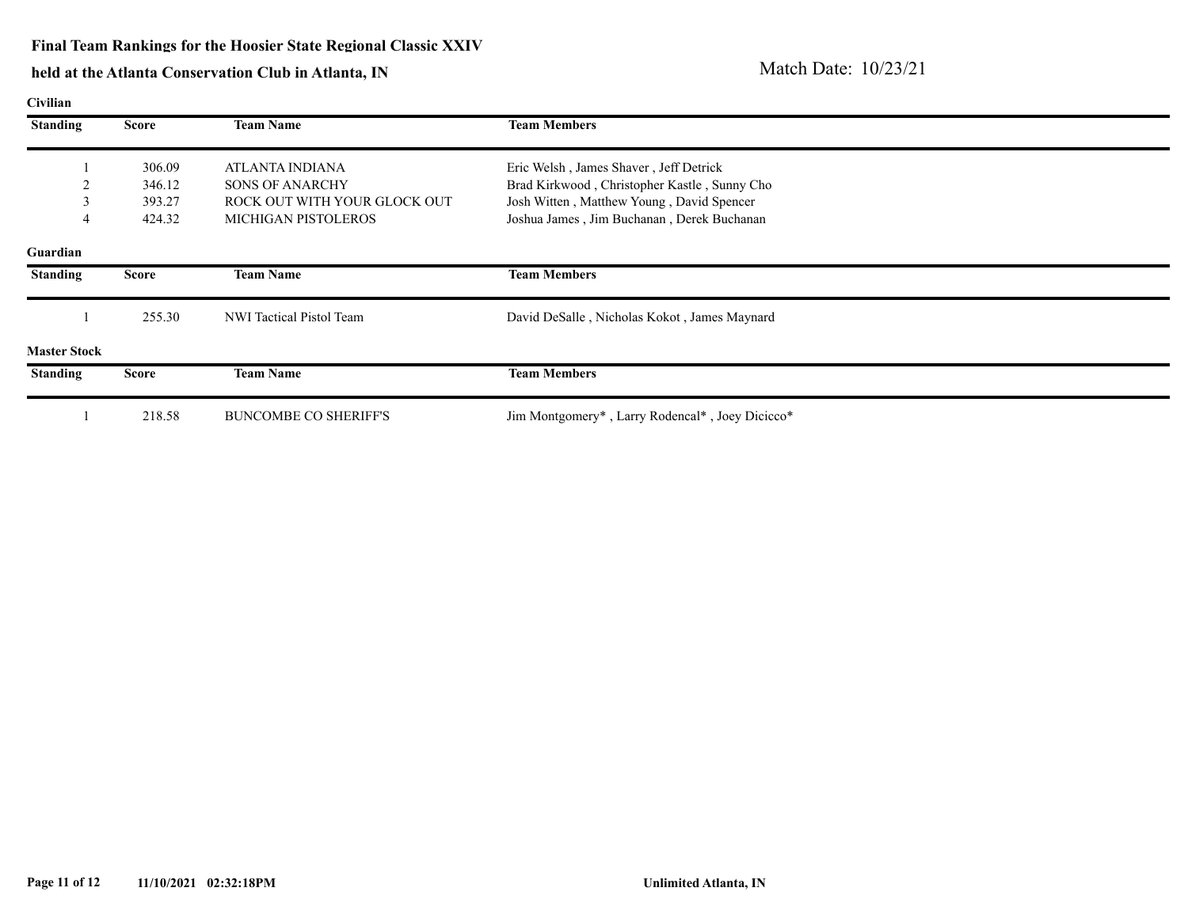**Final Team Rankings for the Hoosier State Regional Classic XXIV**

**held at the Atlanta Conservation Club in Atlanta, IN**

Match Date: 10/23/21

**Civilian**

| Standing | Score | Team Name | Team Members |
|---|---|---|---|
| 1 | 306.09 | ATLANTA INDIANA | Eric Welsh , James Shaver , Jeff Detrick |
| 2 | 346.12 | SONS OF ANARCHY | Brad Kirkwood , Christopher Kastle , Sunny Cho |
| 3 | 393.27 | ROCK OUT WITH YOUR GLOCK OUT | Josh Witten , Matthew Young , David Spencer |
| 4 | 424.32 | MICHIGAN PISTOLEROS | Joshua James , Jim Buchanan , Derek Buchanan |

**Guardian**

| Standing | Score | Team Name | Team Members |
|---|---|---|---|
| 1 | 255.30 | NWI Tactical Pistol Team | David DeSalle , Nicholas Kokot , James Maynard |

**Master Stock**

| Standing | Score | Team Name | Team Members |
|---|---|---|---|
| 1 | 218.58 | BUNCOMBE CO SHERIFF'S | Jim Montgomery* , Larry Rodencal* , Joey Dicicco* |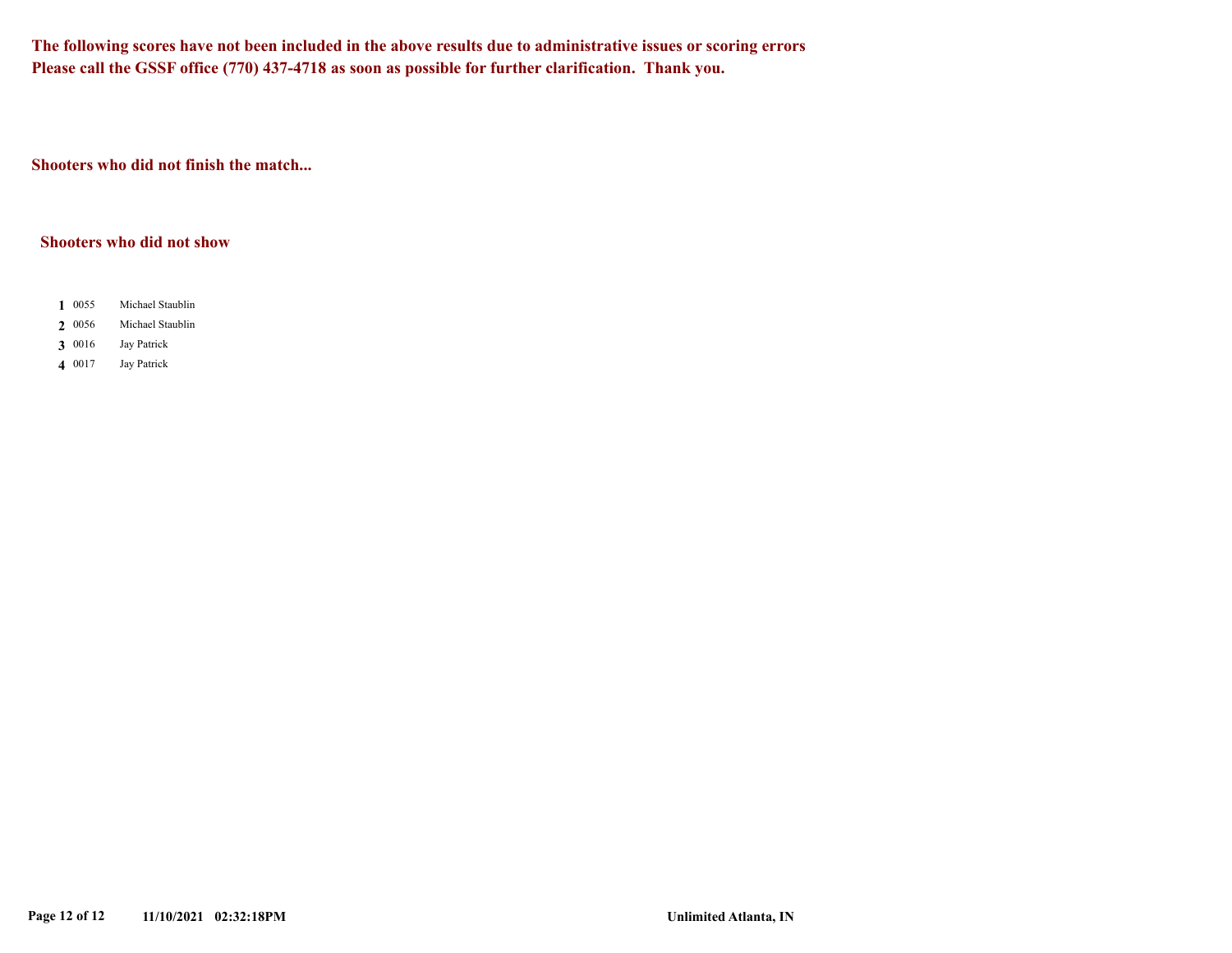**The following scores have not been included in the above results due to administrative issues or scoring errors**
**Please call the GSSF office (770) 437-4718 as soon as possible for further clarification. Thank you.**

**Shooters who did not finish the match...**

**Shooters who did not show**

| | | |
|---|---|---|
| **1** | 0055 | Michael Staublin |
| **2** | 0056 | Michael Staublin |
| **3** | 0016 | Jay Patrick |
| **4** | 0017 | Jay Patrick |